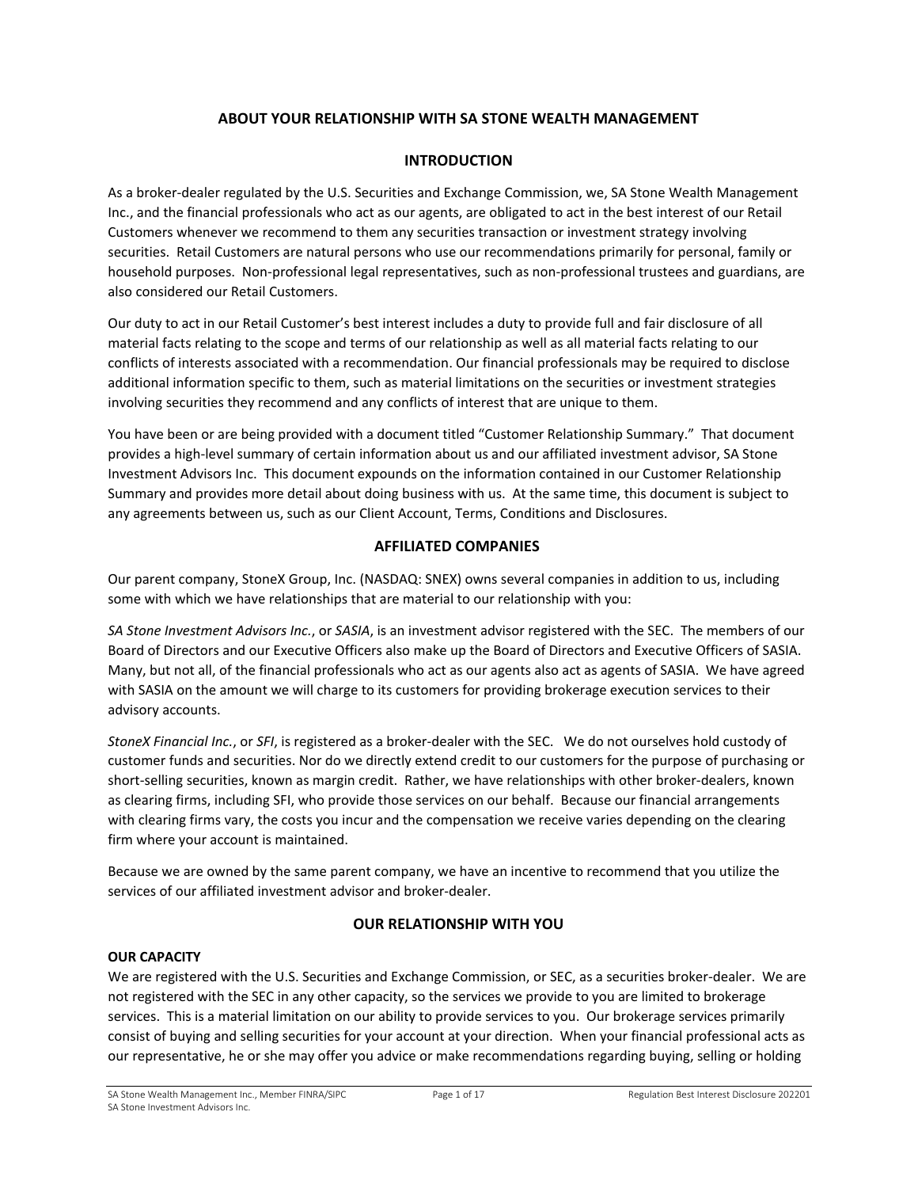# ABOUT YOUR RELATIONSHIP WITH SA STONE WEALTH MANAGEMENT

## INTRODUCTION

As a broker-dealer regulated by the U.S. Securities and Exchange Commission, we, SA Stone Wealth Management Inc., and the financial professionals who act as our agents, are obligated to act in the best interest of our Retail Customers whenever we recommend to them any securities transaction or investment strategy involving securities. Retail Customers are natural persons who use our recommendations primarily for personal, family or household purposes. Non-professional legal representatives, such as non-professional trustees and guardians, are also considered our Retail Customers.

Our duty to act in our Retail Customer's best interest includes a duty to provide full and fair disclosure of all material facts relating to the scope and terms of our relationship as well as all material facts relating to our conflicts of interests associated with a recommendation. Our financial professionals may be required to disclose additional information specific to them, such as material limitations on the securities or investment strategies involving securities they recommend and any conflicts of interest that are unique to them.

You have been or are being provided with a document titled "Customer Relationship Summary." That document provides a high-level summary of certain information about us and our affiliated investment advisor, SA Stone Investment Advisors Inc. This document expounds on the information contained in our Customer Relationship Summary and provides more detail about doing business with us. At the same time, this document is subject to any agreements between us, such as our Client Account, Terms, Conditions and Disclosures.

## AFFILIATED COMPANIES

Our parent company, StoneX Group, Inc. (NASDAQ: SNEX) owns several companies in addition to us, including some with which we have relationships that are material to our relationship with you:

*SA Stone Investment Advisors Inc.*, or *SASIA*, is an investment advisor registered with the SEC. The members of our Board of Directors and our Executive Officers also make up the Board of Directors and Executive Officers of SASIA. Many, but not all, of the financial professionals who act as our agents also act as agents of SASIA. We have agreed with SASIA on the amount we will charge to its customers for providing brokerage execution services to their advisory accounts.

*StoneX Financial Inc.*, or *SFI*, is registered as a broker-dealer with the SEC. We do not ourselves hold custody of customer funds and securities. Nor do we directly extend credit to our customers for the purpose of purchasing or short-selling securities, known as margin credit. Rather, we have relationships with other broker-dealers, known as clearing firms, including SFI, who provide those services on our behalf. Because our financial arrangements with clearing firms vary, the costs you incur and the compensation we receive varies depending on the clearing firm where your account is maintained.

Because we are owned by the same parent company, we have an incentive to recommend that you utilize the services of our affiliated investment advisor and broker-dealer.

## OUR RELATIONSHIP WITH YOU

### OUR CAPACITY

We are registered with the U.S. Securities and Exchange Commission, or SEC, as a securities broker-dealer. We are not registered with the SEC in any other capacity, so the services we provide to you are limited to brokerage services. This is a material limitation on our ability to provide services to you. Our brokerage services primarily consist of buying and selling securities for your account at your direction. When your financial professional acts as our representative, he or she may offer you advice or make recommendations regarding buying, selling or holding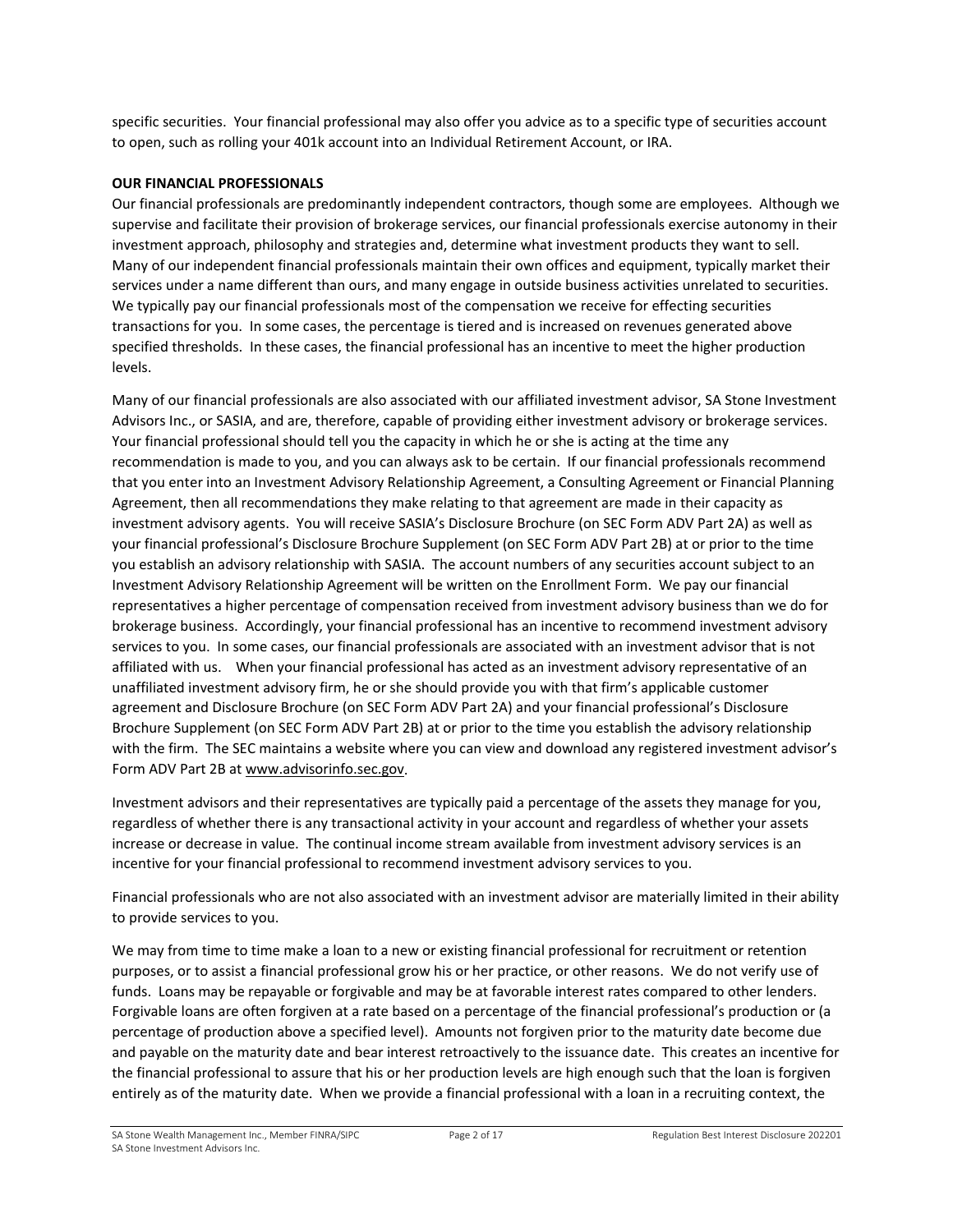specific securities. Your financial professional may also offer you advice as to a specific type of securities account to open, such as rolling your 401k account into an Individual Retirement Account, or IRA.

**OUR FINANCIAL PROFESSIONALS**

Our financial professionals are predominantly independent contractors, though some are employees. Although we supervise and facilitate their provision of brokerage services, our financial professionals exercise autonomy in their investment approach, philosophy and strategies and, determine what investment products they want to sell. Many of our independent financial professionals maintain their own offices and equipment, typically market their services under a name different than ours, and many engage in outside business activities unrelated to securities. We typically pay our financial professionals most of the compensation we receive for effecting securities transactions for you. In some cases, the percentage is tiered and is increased on revenues generated above specified thresholds. In these cases, the financial professional has an incentive to meet the higher production levels.

Many of our financial professionals are also associated with our affiliated investment advisor, SA Stone Investment Advisors Inc., or SASIA, and are, therefore, capable of providing either investment advisory or brokerage services. Your financial professional should tell you the capacity in which he or she is acting at the time any recommendation is made to you, and you can always ask to be certain. If our financial professionals recommend that you enter into an Investment Advisory Relationship Agreement, a Consulting Agreement or Financial Planning Agreement, then all recommendations they make relating to that agreement are made in their capacity as investment advisory agents. You will receive SASIA's Disclosure Brochure (on SEC Form ADV Part 2A) as well as your financial professional's Disclosure Brochure Supplement (on SEC Form ADV Part 2B) at or prior to the time you establish an advisory relationship with SASIA. The account numbers of any securities account subject to an Investment Advisory Relationship Agreement will be written on the Enrollment Form. We pay our financial representatives a higher percentage of compensation received from investment advisory business than we do for brokerage business. Accordingly, your financial professional has an incentive to recommend investment advisory services to you. In some cases, our financial professionals are associated with an investment advisor that is not affiliated with us. When your financial professional has acted as an investment advisory representative of an unaffiliated investment advisory firm, he or she should provide you with that firm's applicable customer agreement and Disclosure Brochure (on SEC Form ADV Part 2A) and your financial professional's Disclosure Brochure Supplement (on SEC Form ADV Part 2B) at or prior to the time you establish the advisory relationship with the firm. The SEC maintains a website where you can view and download any registered investment advisor's Form ADV Part 2B at www.advisorinfo.sec.gov.

Investment advisors and their representatives are typically paid a percentage of the assets they manage for you, regardless of whether there is any transactional activity in your account and regardless of whether your assets increase or decrease in value. The continual income stream available from investment advisory services is an incentive for your financial professional to recommend investment advisory services to you.

Financial professionals who are not also associated with an investment advisor are materially limited in their ability to provide services to you.

We may from time to time make a loan to a new or existing financial professional for recruitment or retention purposes, or to assist a financial professional grow his or her practice, or other reasons. We do not verify use of funds. Loans may be repayable or forgivable and may be at favorable interest rates compared to other lenders. Forgivable loans are often forgiven at a rate based on a percentage of the financial professional's production or (a percentage of production above a specified level). Amounts not forgiven prior to the maturity date become due and payable on the maturity date and bear interest retroactively to the issuance date. This creates an incentive for the financial professional to assure that his or her production levels are high enough such that the loan is forgiven entirely as of the maturity date. When we provide a financial professional with a loan in a recruiting context, the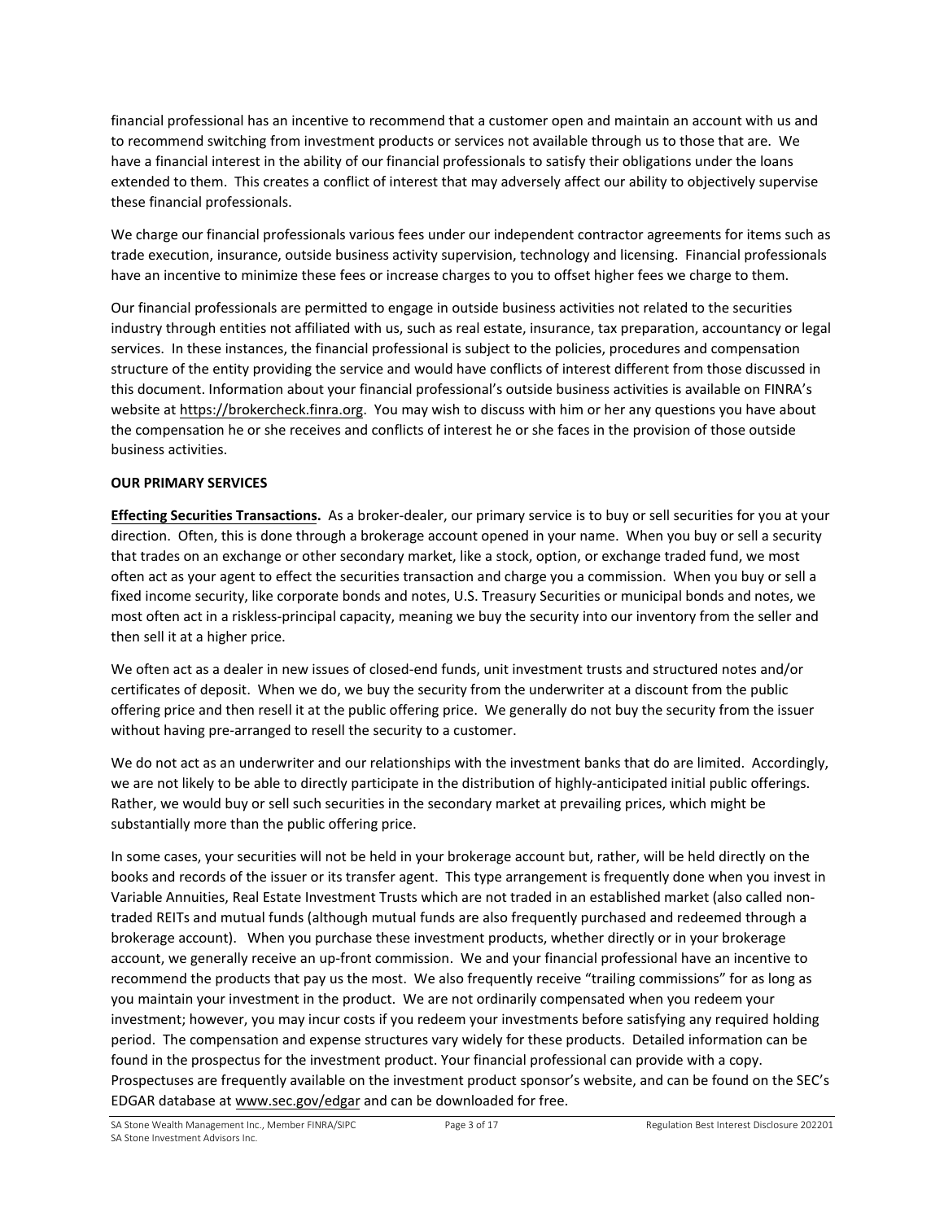financial professional has an incentive to recommend that a customer open and maintain an account with us and to recommend switching from investment products or services not available through us to those that are. We have a financial interest in the ability of our financial professionals to satisfy their obligations under the loans extended to them. This creates a conflict of interest that may adversely affect our ability to objectively supervise these financial professionals.

We charge our financial professionals various fees under our independent contractor agreements for items such as trade execution, insurance, outside business activity supervision, technology and licensing. Financial professionals have an incentive to minimize these fees or increase charges to you to offset higher fees we charge to them.

Our financial professionals are permitted to engage in outside business activities not related to the securities industry through entities not affiliated with us, such as real estate, insurance, tax preparation, accountancy or legal services. In these instances, the financial professional is subject to the policies, procedures and compensation structure of the entity providing the service and would have conflicts of interest different from those discussed in this document. Information about your financial professional's outside business activities is available on FINRA's website at https://brokercheck.finra.org. You may wish to discuss with him or her any questions you have about the compensation he or she receives and conflicts of interest he or she faces in the provision of those outside business activities.

**OUR PRIMARY SERVICES**

**Effecting Securities Transactions.** As a broker-dealer, our primary service is to buy or sell securities for you at your direction. Often, this is done through a brokerage account opened in your name. When you buy or sell a security that trades on an exchange or other secondary market, like a stock, option, or exchange traded fund, we most often act as your agent to effect the securities transaction and charge you a commission. When you buy or sell a fixed income security, like corporate bonds and notes, U.S. Treasury Securities or municipal bonds and notes, we most often act in a riskless-principal capacity, meaning we buy the security into our inventory from the seller and then sell it at a higher price.

We often act as a dealer in new issues of closed-end funds, unit investment trusts and structured notes and/or certificates of deposit. When we do, we buy the security from the underwriter at a discount from the public offering price and then resell it at the public offering price. We generally do not buy the security from the issuer without having pre-arranged to resell the security to a customer.

We do not act as an underwriter and our relationships with the investment banks that do are limited. Accordingly, we are not likely to be able to directly participate in the distribution of highly-anticipated initial public offerings. Rather, we would buy or sell such securities in the secondary market at prevailing prices, which might be substantially more than the public offering price.

In some cases, your securities will not be held in your brokerage account but, rather, will be held directly on the books and records of the issuer or its transfer agent. This type arrangement is frequently done when you invest in Variable Annuities, Real Estate Investment Trusts which are not traded in an established market (also called non-traded REITs and mutual funds (although mutual funds are also frequently purchased and redeemed through a brokerage account). When you purchase these investment products, whether directly or in your brokerage account, we generally receive an up-front commission. We and your financial professional have an incentive to recommend the products that pay us the most. We also frequently receive "trailing commissions" for as long as you maintain your investment in the product. We are not ordinarily compensated when you redeem your investment; however, you may incur costs if you redeem your investments before satisfying any required holding period. The compensation and expense structures vary widely for these products. Detailed information can be found in the prospectus for the investment product. Your financial professional can provide with a copy. Prospectuses are frequently available on the investment product sponsor's website, and can be found on the SEC's EDGAR database at www.sec.gov/edgar and can be downloaded for free.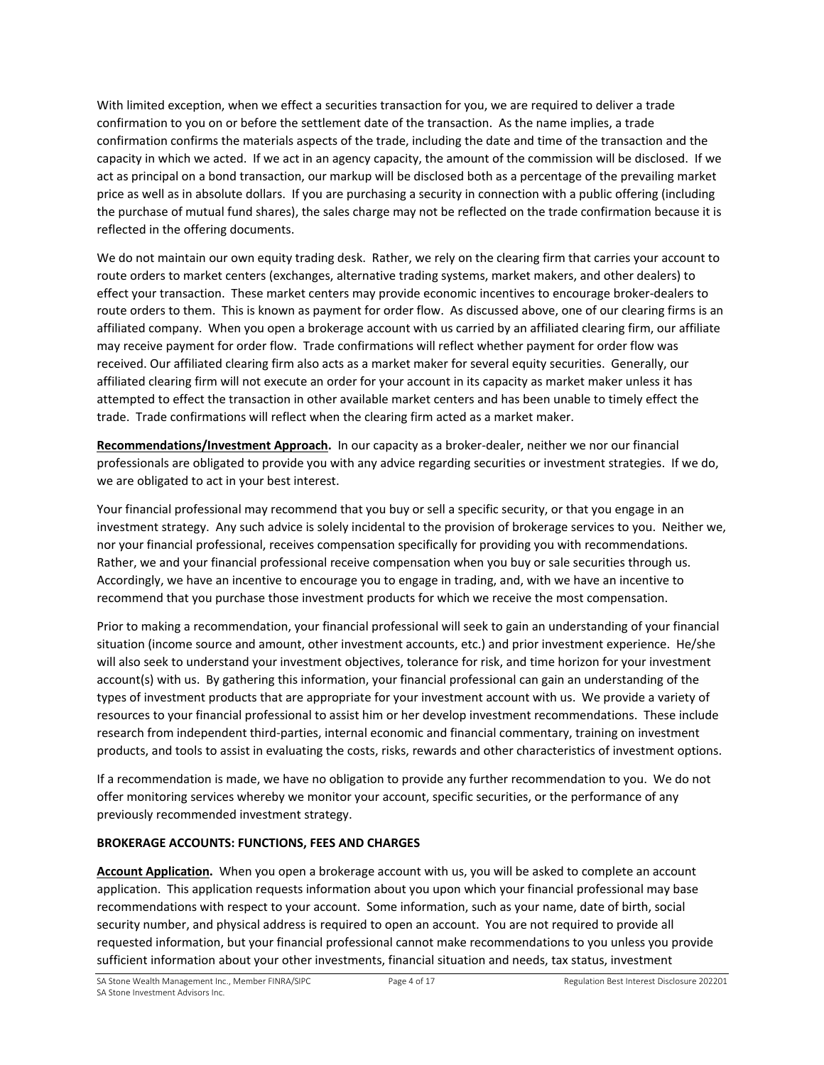With limited exception, when we effect a securities transaction for you, we are required to deliver a trade confirmation to you on or before the settlement date of the transaction. As the name implies, a trade confirmation confirms the materials aspects of the trade, including the date and time of the transaction and the capacity in which we acted. If we act in an agency capacity, the amount of the commission will be disclosed. If we act as principal on a bond transaction, our markup will be disclosed both as a percentage of the prevailing market price as well as in absolute dollars. If you are purchasing a security in connection with a public offering (including the purchase of mutual fund shares), the sales charge may not be reflected on the trade confirmation because it is reflected in the offering documents.

We do not maintain our own equity trading desk. Rather, we rely on the clearing firm that carries your account to route orders to market centers (exchanges, alternative trading systems, market makers, and other dealers) to effect your transaction. These market centers may provide economic incentives to encourage broker-dealers to route orders to them. This is known as payment for order flow. As discussed above, one of our clearing firms is an affiliated company. When you open a brokerage account with us carried by an affiliated clearing firm, our affiliate may receive payment for order flow. Trade confirmations will reflect whether payment for order flow was received. Our affiliated clearing firm also acts as a market maker for several equity securities. Generally, our affiliated clearing firm will not execute an order for your account in its capacity as market maker unless it has attempted to effect the transaction in other available market centers and has been unable to timely effect the trade. Trade confirmations will reflect when the clearing firm acted as a market maker.

**Recommendations/Investment Approach.** In our capacity as a broker-dealer, neither we nor our financial professionals are obligated to provide you with any advice regarding securities or investment strategies. If we do, we are obligated to act in your best interest.

Your financial professional may recommend that you buy or sell a specific security, or that you engage in an investment strategy. Any such advice is solely incidental to the provision of brokerage services to you. Neither we, nor your financial professional, receives compensation specifically for providing you with recommendations. Rather, we and your financial professional receive compensation when you buy or sale securities through us. Accordingly, we have an incentive to encourage you to engage in trading, and, with we have an incentive to recommend that you purchase those investment products for which we receive the most compensation.

Prior to making a recommendation, your financial professional will seek to gain an understanding of your financial situation (income source and amount, other investment accounts, etc.) and prior investment experience. He/she will also seek to understand your investment objectives, tolerance for risk, and time horizon for your investment account(s) with us. By gathering this information, your financial professional can gain an understanding of the types of investment products that are appropriate for your investment account with us. We provide a variety of resources to your financial professional to assist him or her develop investment recommendations. These include research from independent third-parties, internal economic and financial commentary, training on investment products, and tools to assist in evaluating the costs, risks, rewards and other characteristics of investment options.

If a recommendation is made, we have no obligation to provide any further recommendation to you. We do not offer monitoring services whereby we monitor your account, specific securities, or the performance of any previously recommended investment strategy.

**BROKERAGE ACCOUNTS: FUNCTIONS, FEES AND CHARGES**

**Account Application.** When you open a brokerage account with us, you will be asked to complete an account application. This application requests information about you upon which your financial professional may base recommendations with respect to your account. Some information, such as your name, date of birth, social security number, and physical address is required to open an account. You are not required to provide all requested information, but your financial professional cannot make recommendations to you unless you provide sufficient information about your other investments, financial situation and needs, tax status, investment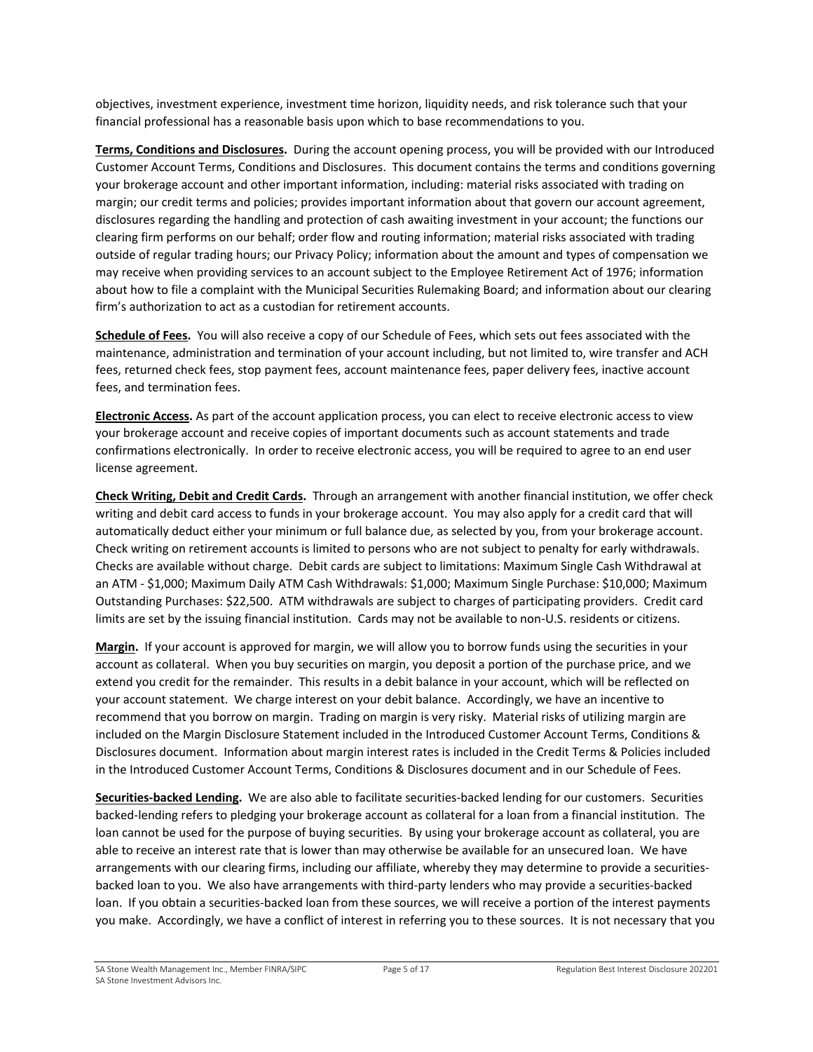objectives, investment experience, investment time horizon, liquidity needs, and risk tolerance such that your financial professional has a reasonable basis upon which to base recommendations to you.

**Terms, Conditions and Disclosures.** During the account opening process, you will be provided with our Introduced Customer Account Terms, Conditions and Disclosures. This document contains the terms and conditions governing your brokerage account and other important information, including: material risks associated with trading on margin; our credit terms and policies; provides important information about that govern our account agreement, disclosures regarding the handling and protection of cash awaiting investment in your account; the functions our clearing firm performs on our behalf; order flow and routing information; material risks associated with trading outside of regular trading hours; our Privacy Policy; information about the amount and types of compensation we may receive when providing services to an account subject to the Employee Retirement Act of 1976; information about how to file a complaint with the Municipal Securities Rulemaking Board; and information about our clearing firm's authorization to act as a custodian for retirement accounts.

**Schedule of Fees.** You will also receive a copy of our Schedule of Fees, which sets out fees associated with the maintenance, administration and termination of your account including, but not limited to, wire transfer and ACH fees, returned check fees, stop payment fees, account maintenance fees, paper delivery fees, inactive account fees, and termination fees.

**Electronic Access.** As part of the account application process, you can elect to receive electronic access to view your brokerage account and receive copies of important documents such as account statements and trade confirmations electronically. In order to receive electronic access, you will be required to agree to an end user license agreement.

**Check Writing, Debit and Credit Cards.** Through an arrangement with another financial institution, we offer check writing and debit card access to funds in your brokerage account. You may also apply for a credit card that will automatically deduct either your minimum or full balance due, as selected by you, from your brokerage account. Check writing on retirement accounts is limited to persons who are not subject to penalty for early withdrawals. Checks are available without charge. Debit cards are subject to limitations: Maximum Single Cash Withdrawal at an ATM - $1,000; Maximum Daily ATM Cash Withdrawals: $1,000; Maximum Single Purchase: $10,000; Maximum Outstanding Purchases: $22,500. ATM withdrawals are subject to charges of participating providers. Credit card limits are set by the issuing financial institution. Cards may not be available to non-U.S. residents or citizens.

**Margin.** If your account is approved for margin, we will allow you to borrow funds using the securities in your account as collateral. When you buy securities on margin, you deposit a portion of the purchase price, and we extend you credit for the remainder. This results in a debit balance in your account, which will be reflected on your account statement. We charge interest on your debit balance. Accordingly, we have an incentive to recommend that you borrow on margin. Trading on margin is very risky. Material risks of utilizing margin are included on the Margin Disclosure Statement included in the Introduced Customer Account Terms, Conditions & Disclosures document. Information about margin interest rates is included in the Credit Terms & Policies included in the Introduced Customer Account Terms, Conditions & Disclosures document and in our Schedule of Fees.

**Securities-backed Lending.** We are also able to facilitate securities-backed lending for our customers. Securities backed-lending refers to pledging your brokerage account as collateral for a loan from a financial institution. The loan cannot be used for the purpose of buying securities. By using your brokerage account as collateral, you are able to receive an interest rate that is lower than may otherwise be available for an unsecured loan. We have arrangements with our clearing firms, including our affiliate, whereby they may determine to provide a securities-backed loan to you. We also have arrangements with third-party lenders who may provide a securities-backed loan. If you obtain a securities-backed loan from these sources, we will receive a portion of the interest payments you make. Accordingly, we have a conflict of interest in referring you to these sources. It is not necessary that you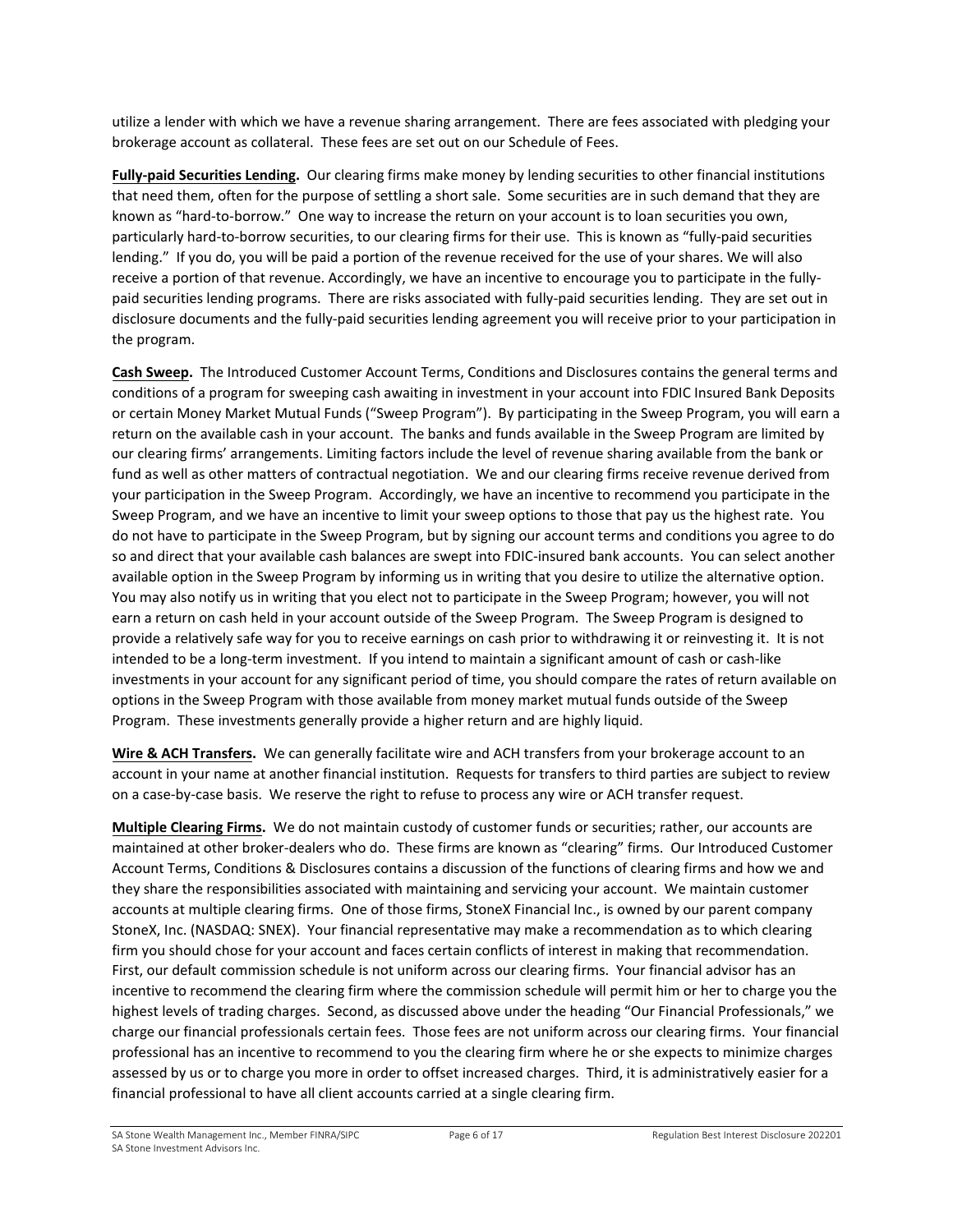utilize a lender with which we have a revenue sharing arrangement. There are fees associated with pledging your brokerage account as collateral. These fees are set out on our Schedule of Fees.

**Fully-paid Securities Lending.** Our clearing firms make money by lending securities to other financial institutions that need them, often for the purpose of settling a short sale. Some securities are in such demand that they are known as "hard-to-borrow." One way to increase the return on your account is to loan securities you own, particularly hard-to-borrow securities, to our clearing firms for their use. This is known as "fully-paid securities lending." If you do, you will be paid a portion of the revenue received for the use of your shares. We will also receive a portion of that revenue. Accordingly, we have an incentive to encourage you to participate in the fully-paid securities lending programs. There are risks associated with fully-paid securities lending. They are set out in disclosure documents and the fully-paid securities lending agreement you will receive prior to your participation in the program.

**Cash Sweep.** The Introduced Customer Account Terms, Conditions and Disclosures contains the general terms and conditions of a program for sweeping cash awaiting in investment in your account into FDIC Insured Bank Deposits or certain Money Market Mutual Funds ("Sweep Program"). By participating in the Sweep Program, you will earn a return on the available cash in your account. The banks and funds available in the Sweep Program are limited by our clearing firms' arrangements. Limiting factors include the level of revenue sharing available from the bank or fund as well as other matters of contractual negotiation. We and our clearing firms receive revenue derived from your participation in the Sweep Program. Accordingly, we have an incentive to recommend you participate in the Sweep Program, and we have an incentive to limit your sweep options to those that pay us the highest rate. You do not have to participate in the Sweep Program, but by signing our account terms and conditions you agree to do so and direct that your available cash balances are swept into FDIC-insured bank accounts. You can select another available option in the Sweep Program by informing us in writing that you desire to utilize the alternative option. You may also notify us in writing that you elect not to participate in the Sweep Program; however, you will not earn a return on cash held in your account outside of the Sweep Program. The Sweep Program is designed to provide a relatively safe way for you to receive earnings on cash prior to withdrawing it or reinvesting it. It is not intended to be a long-term investment. If you intend to maintain a significant amount of cash or cash-like investments in your account for any significant period of time, you should compare the rates of return available on options in the Sweep Program with those available from money market mutual funds outside of the Sweep Program. These investments generally provide a higher return and are highly liquid.

**Wire & ACH Transfers.** We can generally facilitate wire and ACH transfers from your brokerage account to an account in your name at another financial institution. Requests for transfers to third parties are subject to review on a case-by-case basis. We reserve the right to refuse to process any wire or ACH transfer request.

**Multiple Clearing Firms.** We do not maintain custody of customer funds or securities; rather, our accounts are maintained at other broker-dealers who do. These firms are known as "clearing" firms. Our Introduced Customer Account Terms, Conditions & Disclosures contains a discussion of the functions of clearing firms and how we and they share the responsibilities associated with maintaining and servicing your account. We maintain customer accounts at multiple clearing firms. One of those firms, StoneX Financial Inc., is owned by our parent company StoneX, Inc. (NASDAQ: SNEX). Your financial representative may make a recommendation as to which clearing firm you should chose for your account and faces certain conflicts of interest in making that recommendation. First, our default commission schedule is not uniform across our clearing firms. Your financial advisor has an incentive to recommend the clearing firm where the commission schedule will permit him or her to charge you the highest levels of trading charges. Second, as discussed above under the heading "Our Financial Professionals," we charge our financial professionals certain fees. Those fees are not uniform across our clearing firms. Your financial professional has an incentive to recommend to you the clearing firm where he or she expects to minimize charges assessed by us or to charge you more in order to offset increased charges. Third, it is administratively easier for a financial professional to have all client accounts carried at a single clearing firm.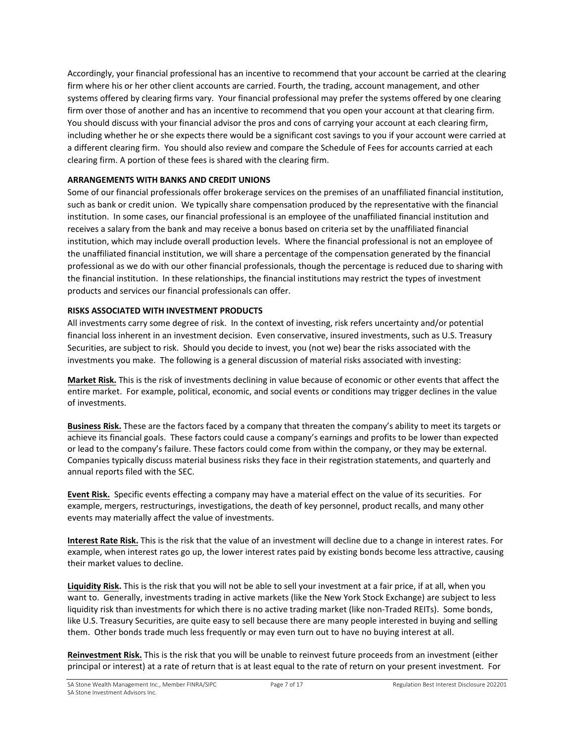Accordingly, your financial professional has an incentive to recommend that your account be carried at the clearing firm where his or her other client accounts are carried. Fourth, the trading, account management, and other systems offered by clearing firms vary. Your financial professional may prefer the systems offered by one clearing firm over those of another and has an incentive to recommend that you open your account at that clearing firm. You should discuss with your financial advisor the pros and cons of carrying your account at each clearing firm, including whether he or she expects there would be a significant cost savings to you if your account were carried at a different clearing firm. You should also review and compare the Schedule of Fees for accounts carried at each clearing firm. A portion of these fees is shared with the clearing firm.

**ARRANGEMENTS WITH BANKS AND CREDIT UNIONS**

Some of our financial professionals offer brokerage services on the premises of an unaffiliated financial institution, such as bank or credit union. We typically share compensation produced by the representative with the financial institution. In some cases, our financial professional is an employee of the unaffiliated financial institution and receives a salary from the bank and may receive a bonus based on criteria set by the unaffiliated financial institution, which may include overall production levels. Where the financial professional is not an employee of the unaffiliated financial institution, we will share a percentage of the compensation generated by the financial professional as we do with our other financial professionals, though the percentage is reduced due to sharing with the financial institution. In these relationships, the financial institutions may restrict the types of investment products and services our financial professionals can offer.

**RISKS ASSOCIATED WITH INVESTMENT PRODUCTS**

All investments carry some degree of risk. In the context of investing, risk refers uncertainty and/or potential financial loss inherent in an investment decision. Even conservative, insured investments, such as U.S. Treasury Securities, are subject to risk. Should you decide to invest, you (not we) bear the risks associated with the investments you make. The following is a general discussion of material risks associated with investing:

**Market Risk.** This is the risk of investments declining in value because of economic or other events that affect the entire market. For example, political, economic, and social events or conditions may trigger declines in the value of investments.

**Business Risk.** These are the factors faced by a company that threaten the company's ability to meet its targets or achieve its financial goals. These factors could cause a company's earnings and profits to be lower than expected or lead to the company's failure. These factors could come from within the company, or they may be external. Companies typically discuss material business risks they face in their registration statements, and quarterly and annual reports filed with the SEC.

**Event Risk.** Specific events effecting a company may have a material effect on the value of its securities. For example, mergers, restructurings, investigations, the death of key personnel, product recalls, and many other events may materially affect the value of investments.

**Interest Rate Risk.** This is the risk that the value of an investment will decline due to a change in interest rates. For example, when interest rates go up, the lower interest rates paid by existing bonds become less attractive, causing their market values to decline.

**Liquidity Risk.** This is the risk that you will not be able to sell your investment at a fair price, if at all, when you want to. Generally, investments trading in active markets (like the New York Stock Exchange) are subject to less liquidity risk than investments for which there is no active trading market (like non-Traded REITs). Some bonds, like U.S. Treasury Securities, are quite easy to sell because there are many people interested in buying and selling them. Other bonds trade much less frequently or may even turn out to have no buying interest at all.

**Reinvestment Risk.** This is the risk that you will be unable to reinvest future proceeds from an investment (either principal or interest) at a rate of return that is at least equal to the rate of return on your present investment. For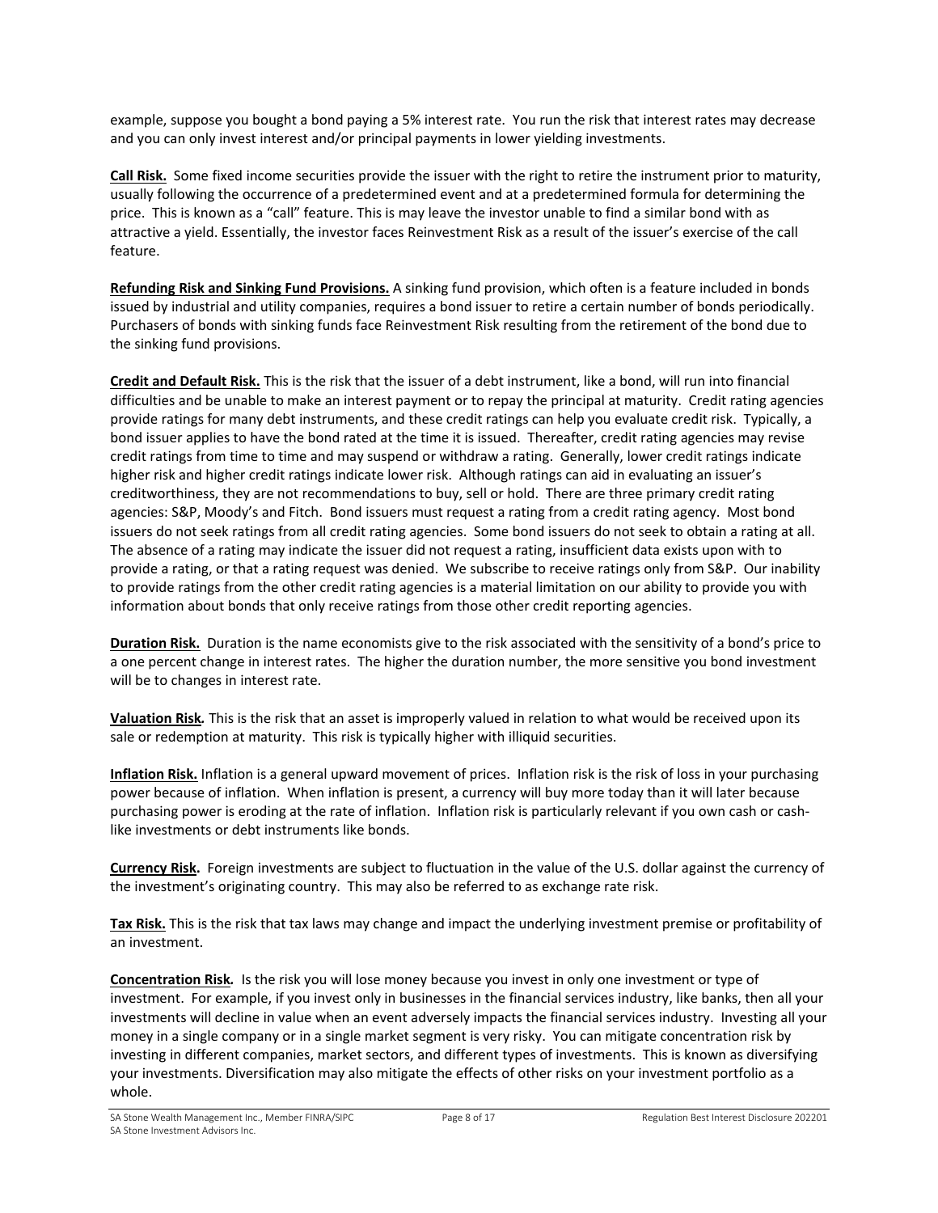example, suppose you bought a bond paying a 5% interest rate. You run the risk that interest rates may decrease and you can only invest interest and/or principal payments in lower yielding investments.

**Call Risk.** Some fixed income securities provide the issuer with the right to retire the instrument prior to maturity, usually following the occurrence of a predetermined event and at a predetermined formula for determining the price. This is known as a "call" feature. This is may leave the investor unable to find a similar bond with as attractive a yield. Essentially, the investor faces Reinvestment Risk as a result of the issuer's exercise of the call feature.

**Refunding Risk and Sinking Fund Provisions.** A sinking fund provision, which often is a feature included in bonds issued by industrial and utility companies, requires a bond issuer to retire a certain number of bonds periodically. Purchasers of bonds with sinking funds face Reinvestment Risk resulting from the retirement of the bond due to the sinking fund provisions.

**Credit and Default Risk.** This is the risk that the issuer of a debt instrument, like a bond, will run into financial difficulties and be unable to make an interest payment or to repay the principal at maturity. Credit rating agencies provide ratings for many debt instruments, and these credit ratings can help you evaluate credit risk. Typically, a bond issuer applies to have the bond rated at the time it is issued. Thereafter, credit rating agencies may revise credit ratings from time to time and may suspend or withdraw a rating. Generally, lower credit ratings indicate higher risk and higher credit ratings indicate lower risk. Although ratings can aid in evaluating an issuer's creditworthiness, they are not recommendations to buy, sell or hold. There are three primary credit rating agencies: S&P, Moody's and Fitch. Bond issuers must request a rating from a credit rating agency. Most bond issuers do not seek ratings from all credit rating agencies. Some bond issuers do not seek to obtain a rating at all. The absence of a rating may indicate the issuer did not request a rating, insufficient data exists upon with to provide a rating, or that a rating request was denied. We subscribe to receive ratings only from S&P. Our inability to provide ratings from the other credit rating agencies is a material limitation on our ability to provide you with information about bonds that only receive ratings from those other credit reporting agencies.

**Duration Risk.** Duration is the name economists give to the risk associated with the sensitivity of a bond's price to a one percent change in interest rates. The higher the duration number, the more sensitive you bond investment will be to changes in interest rate.

**Valuation Risk.** This is the risk that an asset is improperly valued in relation to what would be received upon its sale or redemption at maturity. This risk is typically higher with illiquid securities.

**Inflation Risk.** Inflation is a general upward movement of prices. Inflation risk is the risk of loss in your purchasing power because of inflation. When inflation is present, a currency will buy more today than it will later because purchasing power is eroding at the rate of inflation. Inflation risk is particularly relevant if you own cash or cash-like investments or debt instruments like bonds.

**Currency Risk.** Foreign investments are subject to fluctuation in the value of the U.S. dollar against the currency of the investment's originating country. This may also be referred to as exchange rate risk.

**Tax Risk.** This is the risk that tax laws may change and impact the underlying investment premise or profitability of an investment.

**Concentration Risk.** Is the risk you will lose money because you invest in only one investment or type of investment. For example, if you invest only in businesses in the financial services industry, like banks, then all your investments will decline in value when an event adversely impacts the financial services industry. Investing all your money in a single company or in a single market segment is very risky. You can mitigate concentration risk by investing in different companies, market sectors, and different types of investments. This is known as diversifying your investments. Diversification may also mitigate the effects of other risks on your investment portfolio as a whole.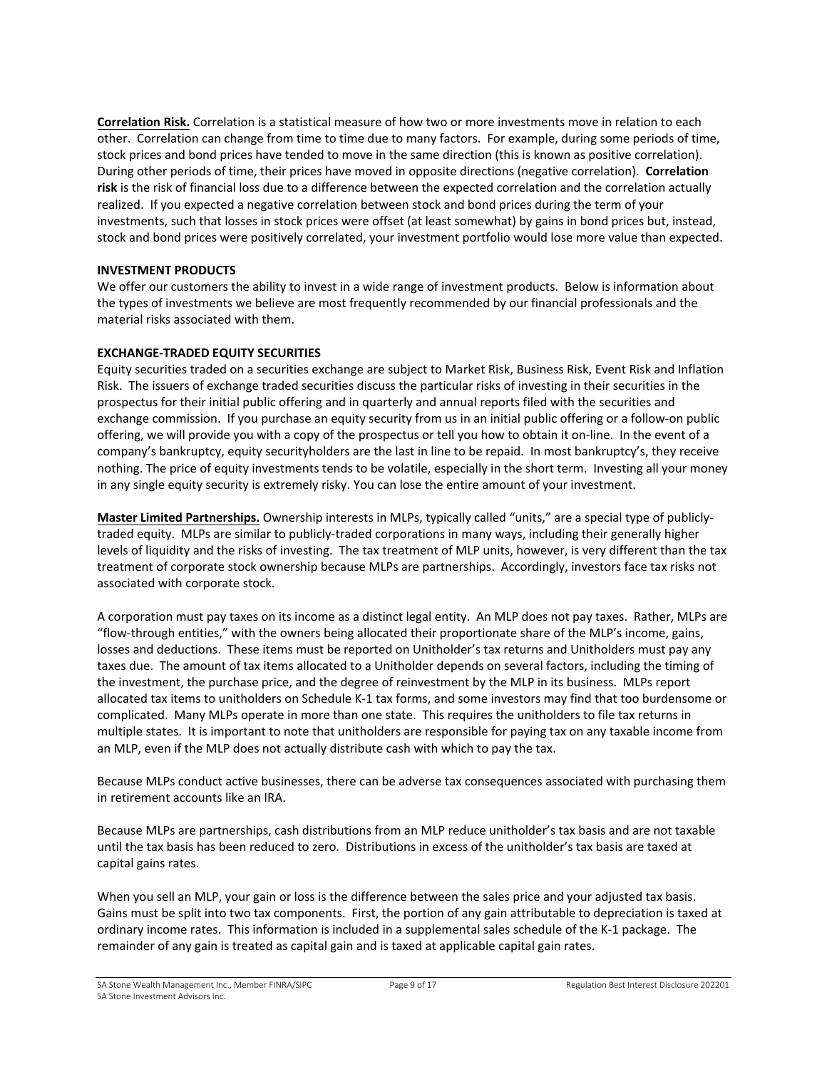**Correlation Risk.** Correlation is a statistical measure of how two or more investments move in relation to each other. Correlation can change from time to time due to many factors. For example, during some periods of time, stock prices and bond prices have tended to move in the same direction (this is known as positive correlation). During other periods of time, their prices have moved in opposite directions (negative correlation). **Correlation risk** is the risk of financial loss due to a difference between the expected correlation and the correlation actually realized. If you expected a negative correlation between stock and bond prices during the term of your investments, such that losses in stock prices were offset (at least somewhat) by gains in bond prices but, instead, stock and bond prices were positively correlated, your investment portfolio would lose more value than expected.

## INVESTMENT PRODUCTS

We offer our customers the ability to invest in a wide range of investment products. Below is information about the types of investments we believe are most frequently recommended by our financial professionals and the material risks associated with them.

## EXCHANGE-TRADED EQUITY SECURITIES

Equity securities traded on a securities exchange are subject to Market Risk, Business Risk, Event Risk and Inflation Risk. The issuers of exchange traded securities discuss the particular risks of investing in their securities in the prospectus for their initial public offering and in quarterly and annual reports filed with the securities and exchange commission. If you purchase an equity security from us in an initial public offering or a follow-on public offering, we will provide you with a copy of the prospectus or tell you how to obtain it on-line. In the event of a company's bankruptcy, equity securityholders are the last in line to be repaid. In most bankruptcy's, they receive nothing. The price of equity investments tends to be volatile, especially in the short term. Investing all your money in any single equity security is extremely risky. You can lose the entire amount of your investment.

**Master Limited Partnerships.** Ownership interests in MLPs, typically called "units," are a special type of publicly-traded equity. MLPs are similar to publicly-traded corporations in many ways, including their generally higher levels of liquidity and the risks of investing. The tax treatment of MLP units, however, is very different than the tax treatment of corporate stock ownership because MLPs are partnerships. Accordingly, investors face tax risks not associated with corporate stock.

A corporation must pay taxes on its income as a distinct legal entity. An MLP does not pay taxes. Rather, MLPs are "flow-through entities," with the owners being allocated their proportionate share of the MLP's income, gains, losses and deductions. These items must be reported on Unitholder's tax returns and Unitholders must pay any taxes due. The amount of tax items allocated to a Unitholder depends on several factors, including the timing of the investment, the purchase price, and the degree of reinvestment by the MLP in its business. MLPs report allocated tax items to unitholders on Schedule K-1 tax forms, and some investors may find that too burdensome or complicated. Many MLPs operate in more than one state. This requires the unitholders to file tax returns in multiple states. It is important to note that unitholders are responsible for paying tax on any taxable income from an MLP, even if the MLP does not actually distribute cash with which to pay the tax.

Because MLPs conduct active businesses, there can be adverse tax consequences associated with purchasing them in retirement accounts like an IRA.

Because MLPs are partnerships, cash distributions from an MLP reduce unitholder's tax basis and are not taxable until the tax basis has been reduced to zero. Distributions in excess of the unitholder's tax basis are taxed at capital gains rates.

When you sell an MLP, your gain or loss is the difference between the sales price and your adjusted tax basis. Gains must be split into two tax components. First, the portion of any gain attributable to depreciation is taxed at ordinary income rates. This information is included in a supplemental sales schedule of the K-1 package. The remainder of any gain is treated as capital gain and is taxed at applicable capital gain rates.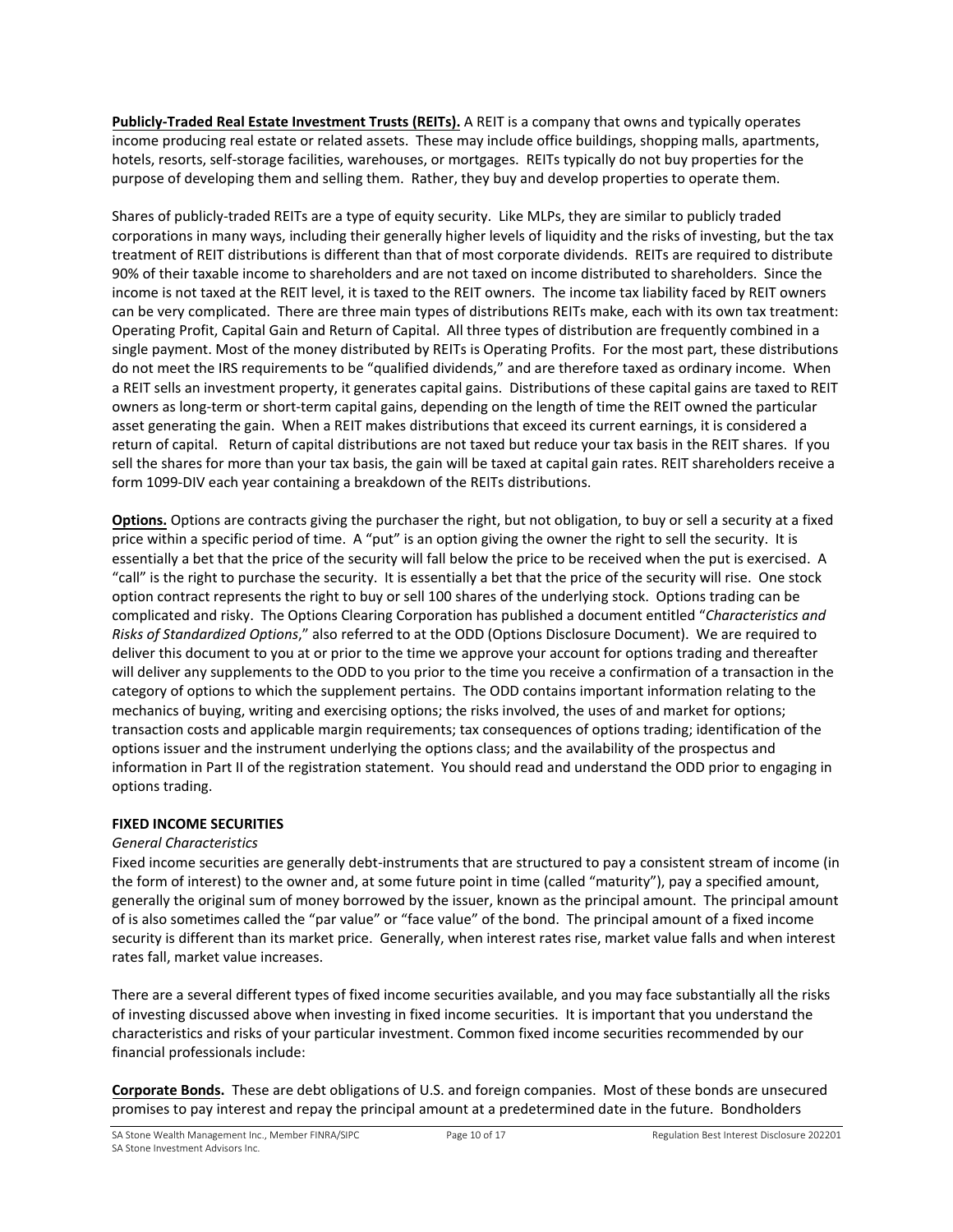**Publicly-Traded Real Estate Investment Trusts (REITs).** A REIT is a company that owns and typically operates income producing real estate or related assets. These may include office buildings, shopping malls, apartments, hotels, resorts, self-storage facilities, warehouses, or mortgages. REITs typically do not buy properties for the purpose of developing them and selling them. Rather, they buy and develop properties to operate them.

Shares of publicly-traded REITs are a type of equity security. Like MLPs, they are similar to publicly traded corporations in many ways, including their generally higher levels of liquidity and the risks of investing, but the tax treatment of REIT distributions is different than that of most corporate dividends. REITs are required to distribute 90% of their taxable income to shareholders and are not taxed on income distributed to shareholders. Since the income is not taxed at the REIT level, it is taxed to the REIT owners. The income tax liability faced by REIT owners can be very complicated. There are three main types of distributions REITs make, each with its own tax treatment: Operating Profit, Capital Gain and Return of Capital. All three types of distribution are frequently combined in a single payment. Most of the money distributed by REITs is Operating Profits. For the most part, these distributions do not meet the IRS requirements to be "qualified dividends," and are therefore taxed as ordinary income. When a REIT sells an investment property, it generates capital gains. Distributions of these capital gains are taxed to REIT owners as long-term or short-term capital gains, depending on the length of time the REIT owned the particular asset generating the gain. When a REIT makes distributions that exceed its current earnings, it is considered a return of capital. Return of capital distributions are not taxed but reduce your tax basis in the REIT shares. If you sell the shares for more than your tax basis, the gain will be taxed at capital gain rates. REIT shareholders receive a form 1099-DIV each year containing a breakdown of the REITs distributions.

**Options.** Options are contracts giving the purchaser the right, but not obligation, to buy or sell a security at a fixed price within a specific period of time. A "put" is an option giving the owner the right to sell the security. It is essentially a bet that the price of the security will fall below the price to be received when the put is exercised. A "call" is the right to purchase the security. It is essentially a bet that the price of the security will rise. One stock option contract represents the right to buy or sell 100 shares of the underlying stock. Options trading can be complicated and risky. The Options Clearing Corporation has published a document entitled "*Characteristics and Risks of Standardized Options*," also referred to at the ODD (Options Disclosure Document). We are required to deliver this document to you at or prior to the time we approve your account for options trading and thereafter will deliver any supplements to the ODD to you prior to the time you receive a confirmation of a transaction in the category of options to which the supplement pertains. The ODD contains important information relating to the mechanics of buying, writing and exercising options; the risks involved, the uses of and market for options; transaction costs and applicable margin requirements; tax consequences of options trading; identification of the options issuer and the instrument underlying the options class; and the availability of the prospectus and information in Part II of the registration statement. You should read and understand the ODD prior to engaging in options trading.

## FIXED INCOME SECURITIES

*General Characteristics*

Fixed income securities are generally debt-instruments that are structured to pay a consistent stream of income (in the form of interest) to the owner and, at some future point in time (called "maturity"), pay a specified amount, generally the original sum of money borrowed by the issuer, known as the principal amount. The principal amount of is also sometimes called the "par value" or "face value" of the bond. The principal amount of a fixed income security is different than its market price. Generally, when interest rates rise, market value falls and when interest rates fall, market value increases.

There are a several different types of fixed income securities available, and you may face substantially all the risks of investing discussed above when investing in fixed income securities. It is important that you understand the characteristics and risks of your particular investment. Common fixed income securities recommended by our financial professionals include:

**Corporate Bonds.** These are debt obligations of U.S. and foreign companies. Most of these bonds are unsecured promises to pay interest and repay the principal amount at a predetermined date in the future. Bondholders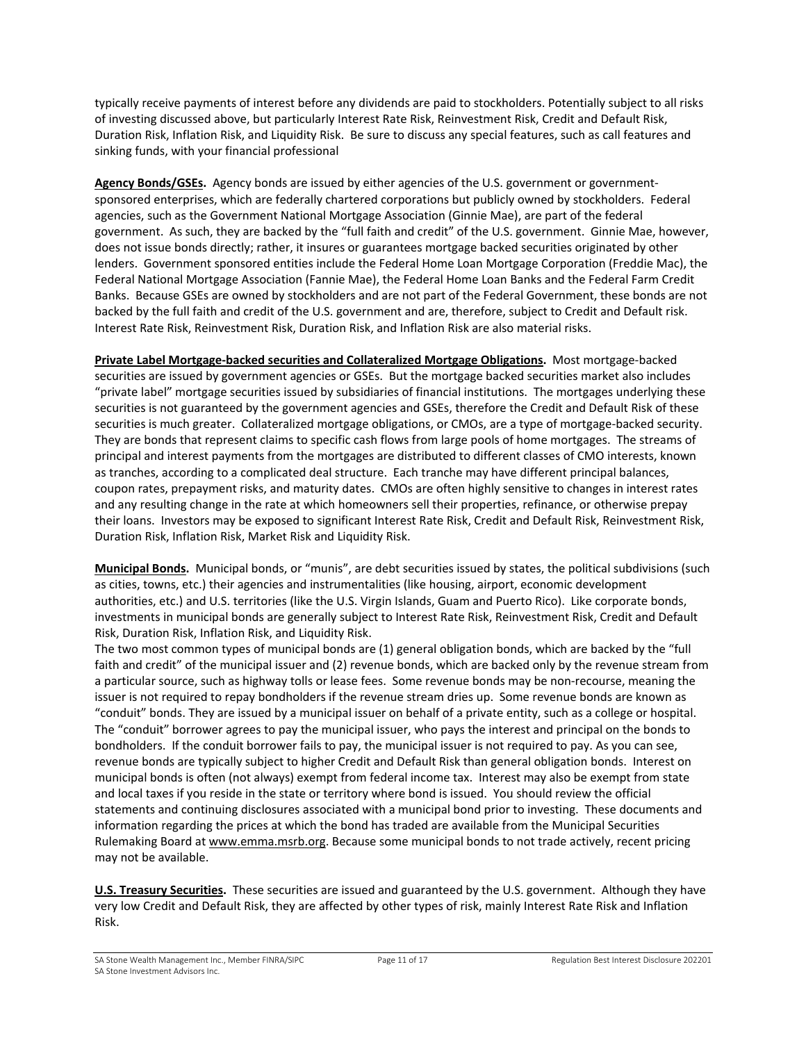typically receive payments of interest before any dividends are paid to stockholders. Potentially subject to all risks of investing discussed above, but particularly Interest Rate Risk, Reinvestment Risk, Credit and Default Risk, Duration Risk, Inflation Risk, and Liquidity Risk. Be sure to discuss any special features, such as call features and sinking funds, with your financial professional

**Agency Bonds/GSEs.** Agency bonds are issued by either agencies of the U.S. government or government-sponsored enterprises, which are federally chartered corporations but publicly owned by stockholders. Federal agencies, such as the Government National Mortgage Association (Ginnie Mae), are part of the federal government. As such, they are backed by the "full faith and credit" of the U.S. government. Ginnie Mae, however, does not issue bonds directly; rather, it insures or guarantees mortgage backed securities originated by other lenders. Government sponsored entities include the Federal Home Loan Mortgage Corporation (Freddie Mac), the Federal National Mortgage Association (Fannie Mae), the Federal Home Loan Banks and the Federal Farm Credit Banks. Because GSEs are owned by stockholders and are not part of the Federal Government, these bonds are not backed by the full faith and credit of the U.S. government and are, therefore, subject to Credit and Default risk. Interest Rate Risk, Reinvestment Risk, Duration Risk, and Inflation Risk are also material risks.

**Private Label Mortgage-backed securities and Collateralized Mortgage Obligations.** Most mortgage-backed securities are issued by government agencies or GSEs. But the mortgage backed securities market also includes "private label" mortgage securities issued by subsidiaries of financial institutions. The mortgages underlying these securities is not guaranteed by the government agencies and GSEs, therefore the Credit and Default Risk of these securities is much greater. Collateralized mortgage obligations, or CMOs, are a type of mortgage-backed security. They are bonds that represent claims to specific cash flows from large pools of home mortgages. The streams of principal and interest payments from the mortgages are distributed to different classes of CMO interests, known as tranches, according to a complicated deal structure. Each tranche may have different principal balances, coupon rates, prepayment risks, and maturity dates. CMOs are often highly sensitive to changes in interest rates and any resulting change in the rate at which homeowners sell their properties, refinance, or otherwise prepay their loans. Investors may be exposed to significant Interest Rate Risk, Credit and Default Risk, Reinvestment Risk, Duration Risk, Inflation Risk, Market Risk and Liquidity Risk.

**Municipal Bonds.** Municipal bonds, or "munis", are debt securities issued by states, the political subdivisions (such as cities, towns, etc.) their agencies and instrumentalities (like housing, airport, economic development authorities, etc.) and U.S. territories (like the U.S. Virgin Islands, Guam and Puerto Rico). Like corporate bonds, investments in municipal bonds are generally subject to Interest Rate Risk, Reinvestment Risk, Credit and Default Risk, Duration Risk, Inflation Risk, and Liquidity Risk.
The two most common types of municipal bonds are (1) general obligation bonds, which are backed by the "full faith and credit" of the municipal issuer and (2) revenue bonds, which are backed only by the revenue stream from a particular source, such as highway tolls or lease fees. Some revenue bonds may be non-recourse, meaning the issuer is not required to repay bondholders if the revenue stream dries up. Some revenue bonds are known as "conduit" bonds. They are issued by a municipal issuer on behalf of a private entity, such as a college or hospital. The "conduit" borrower agrees to pay the municipal issuer, who pays the interest and principal on the bonds to bondholders. If the conduit borrower fails to pay, the municipal issuer is not required to pay. As you can see, revenue bonds are typically subject to higher Credit and Default Risk than general obligation bonds. Interest on municipal bonds is often (not always) exempt from federal income tax. Interest may also be exempt from state and local taxes if you reside in the state or territory where bond is issued. You should review the official statements and continuing disclosures associated with a municipal bond prior to investing. These documents and information regarding the prices at which the bond has traded are available from the Municipal Securities Rulemaking Board at www.emma.msrb.org. Because some municipal bonds to not trade actively, recent pricing may not be available.

**U.S. Treasury Securities.** These securities are issued and guaranteed by the U.S. government. Although they have very low Credit and Default Risk, they are affected by other types of risk, mainly Interest Rate Risk and Inflation Risk.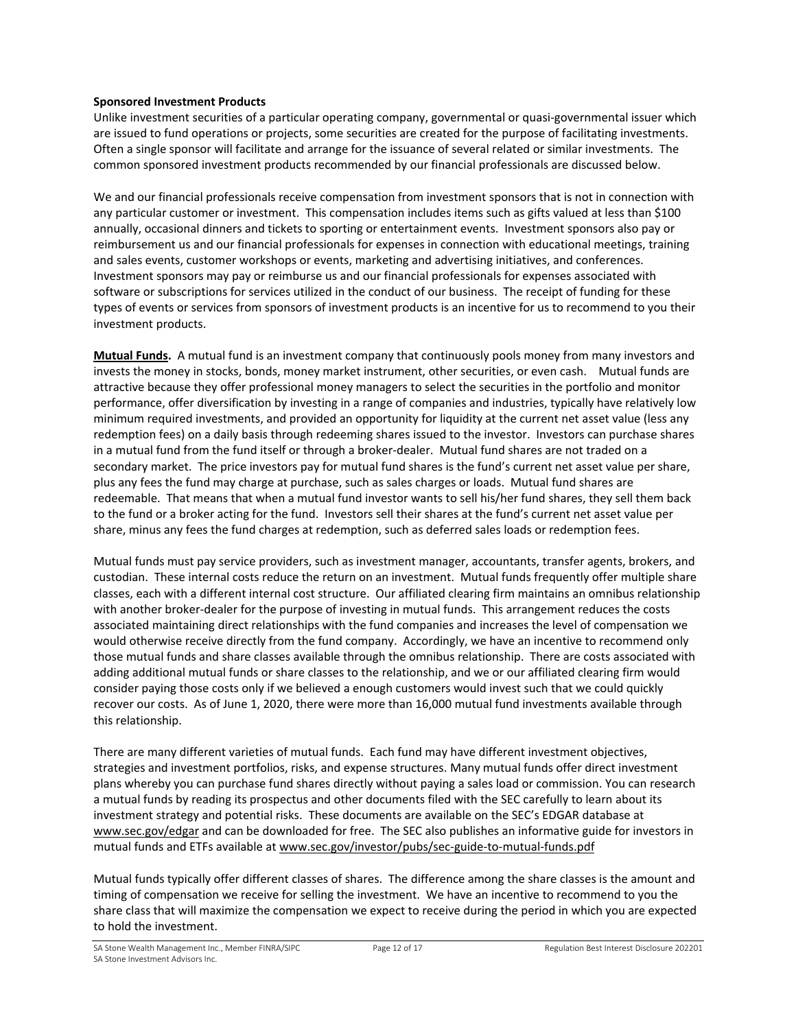**Sponsored Investment Products**

Unlike investment securities of a particular operating company, governmental or quasi-governmental issuer which are issued to fund operations or projects, some securities are created for the purpose of facilitating investments. Often a single sponsor will facilitate and arrange for the issuance of several related or similar investments. The common sponsored investment products recommended by our financial professionals are discussed below.

We and our financial professionals receive compensation from investment sponsors that is not in connection with any particular customer or investment. This compensation includes items such as gifts valued at less than $100 annually, occasional dinners and tickets to sporting or entertainment events. Investment sponsors also pay or reimbursement us and our financial professionals for expenses in connection with educational meetings, training and sales events, customer workshops or events, marketing and advertising initiatives, and conferences. Investment sponsors may pay or reimburse us and our financial professionals for expenses associated with software or subscriptions for services utilized in the conduct of our business. The receipt of funding for these types of events or services from sponsors of investment products is an incentive for us to recommend to you their investment products.

**Mutual Funds.** A mutual fund is an investment company that continuously pools money from many investors and invests the money in stocks, bonds, money market instrument, other securities, or even cash. Mutual funds are attractive because they offer professional money managers to select the securities in the portfolio and monitor performance, offer diversification by investing in a range of companies and industries, typically have relatively low minimum required investments, and provided an opportunity for liquidity at the current net asset value (less any redemption fees) on a daily basis through redeeming shares issued to the investor. Investors can purchase shares in a mutual fund from the fund itself or through a broker-dealer. Mutual fund shares are not traded on a secondary market. The price investors pay for mutual fund shares is the fund's current net asset value per share, plus any fees the fund may charge at purchase, such as sales charges or loads. Mutual fund shares are redeemable. That means that when a mutual fund investor wants to sell his/her fund shares, they sell them back to the fund or a broker acting for the fund. Investors sell their shares at the fund's current net asset value per share, minus any fees the fund charges at redemption, such as deferred sales loads or redemption fees.

Mutual funds must pay service providers, such as investment manager, accountants, transfer agents, brokers, and custodian. These internal costs reduce the return on an investment. Mutual funds frequently offer multiple share classes, each with a different internal cost structure. Our affiliated clearing firm maintains an omnibus relationship with another broker-dealer for the purpose of investing in mutual funds. This arrangement reduces the costs associated maintaining direct relationships with the fund companies and increases the level of compensation we would otherwise receive directly from the fund company. Accordingly, we have an incentive to recommend only those mutual funds and share classes available through the omnibus relationship. There are costs associated with adding additional mutual funds or share classes to the relationship, and we or our affiliated clearing firm would consider paying those costs only if we believed a enough customers would invest such that we could quickly recover our costs. As of June 1, 2020, there were more than 16,000 mutual fund investments available through this relationship.

There are many different varieties of mutual funds. Each fund may have different investment objectives, strategies and investment portfolios, risks, and expense structures. Many mutual funds offer direct investment plans whereby you can purchase fund shares directly without paying a sales load or commission. You can research a mutual funds by reading its prospectus and other documents filed with the SEC carefully to learn about its investment strategy and potential risks. These documents are available on the SEC's EDGAR database at www.sec.gov/edgar and can be downloaded for free. The SEC also publishes an informative guide for investors in mutual funds and ETFs available at www.sec.gov/investor/pubs/sec-guide-to-mutual-funds.pdf

Mutual funds typically offer different classes of shares. The difference among the share classes is the amount and timing of compensation we receive for selling the investment. We have an incentive to recommend to you the share class that will maximize the compensation we expect to receive during the period in which you are expected to hold the investment.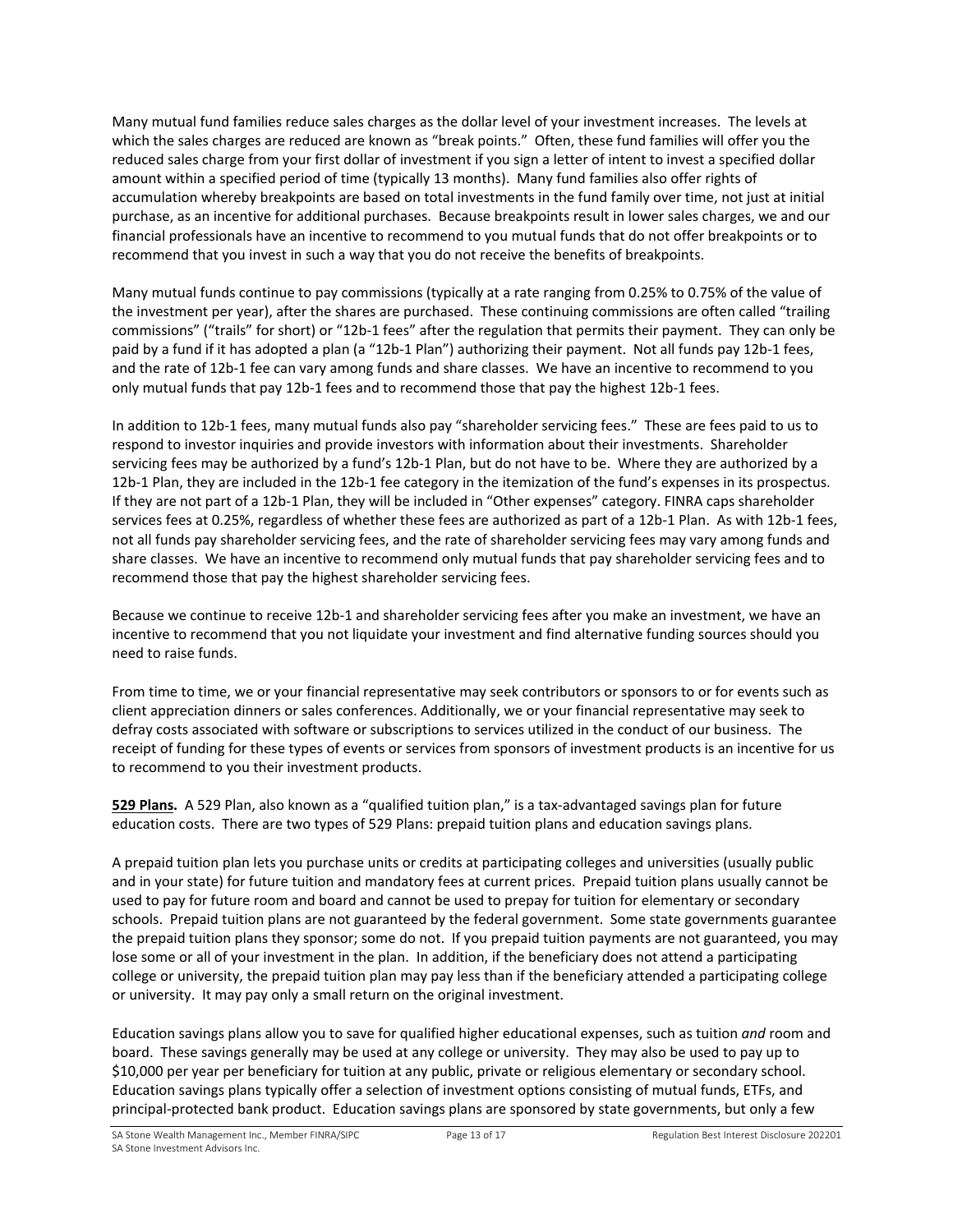Many mutual fund families reduce sales charges as the dollar level of your investment increases. The levels at which the sales charges are reduced are known as "break points." Often, these fund families will offer you the reduced sales charge from your first dollar of investment if you sign a letter of intent to invest a specified dollar amount within a specified period of time (typically 13 months). Many fund families also offer rights of accumulation whereby breakpoints are based on total investments in the fund family over time, not just at initial purchase, as an incentive for additional purchases. Because breakpoints result in lower sales charges, we and our financial professionals have an incentive to recommend to you mutual funds that do not offer breakpoints or to recommend that you invest in such a way that you do not receive the benefits of breakpoints.

Many mutual funds continue to pay commissions (typically at a rate ranging from 0.25% to 0.75% of the value of the investment per year), after the shares are purchased. These continuing commissions are often called "trailing commissions" ("trails" for short) or "12b-1 fees" after the regulation that permits their payment. They can only be paid by a fund if it has adopted a plan (a "12b-1 Plan") authorizing their payment. Not all funds pay 12b-1 fees, and the rate of 12b-1 fee can vary among funds and share classes. We have an incentive to recommend to you only mutual funds that pay 12b-1 fees and to recommend those that pay the highest 12b-1 fees.

In addition to 12b-1 fees, many mutual funds also pay "shareholder servicing fees." These are fees paid to us to respond to investor inquiries and provide investors with information about their investments. Shareholder servicing fees may be authorized by a fund's 12b-1 Plan, but do not have to be. Where they are authorized by a 12b-1 Plan, they are included in the 12b-1 fee category in the itemization of the fund's expenses in its prospectus. If they are not part of a 12b-1 Plan, they will be included in "Other expenses" category. FINRA caps shareholder services fees at 0.25%, regardless of whether these fees are authorized as part of a 12b-1 Plan. As with 12b-1 fees, not all funds pay shareholder servicing fees, and the rate of shareholder servicing fees may vary among funds and share classes. We have an incentive to recommend only mutual funds that pay shareholder servicing fees and to recommend those that pay the highest shareholder servicing fees.

Because we continue to receive 12b-1 and shareholder servicing fees after you make an investment, we have an incentive to recommend that you not liquidate your investment and find alternative funding sources should you need to raise funds.

From time to time, we or your financial representative may seek contributors or sponsors to or for events such as client appreciation dinners or sales conferences. Additionally, we or your financial representative may seek to defray costs associated with software or subscriptions to services utilized in the conduct of our business. The receipt of funding for these types of events or services from sponsors of investment products is an incentive for us to recommend to you their investment products.

**529 Plans.** A 529 Plan, also known as a "qualified tuition plan," is a tax-advantaged savings plan for future education costs. There are two types of 529 Plans: prepaid tuition plans and education savings plans.

A prepaid tuition plan lets you purchase units or credits at participating colleges and universities (usually public and in your state) for future tuition and mandatory fees at current prices. Prepaid tuition plans usually cannot be used to pay for future room and board and cannot be used to prepay for tuition for elementary or secondary schools. Prepaid tuition plans are not guaranteed by the federal government. Some state governments guarantee the prepaid tuition plans they sponsor; some do not. If you prepaid tuition payments are not guaranteed, you may lose some or all of your investment in the plan. In addition, if the beneficiary does not attend a participating college or university, the prepaid tuition plan may pay less than if the beneficiary attended a participating college or university. It may pay only a small return on the original investment.

Education savings plans allow you to save for qualified higher educational expenses, such as tuition *and* room and board. These savings generally may be used at any college or university. They may also be used to pay up to $10,000 per year per beneficiary for tuition at any public, private or religious elementary or secondary school. Education savings plans typically offer a selection of investment options consisting of mutual funds, ETFs, and principal-protected bank product. Education savings plans are sponsored by state governments, but only a few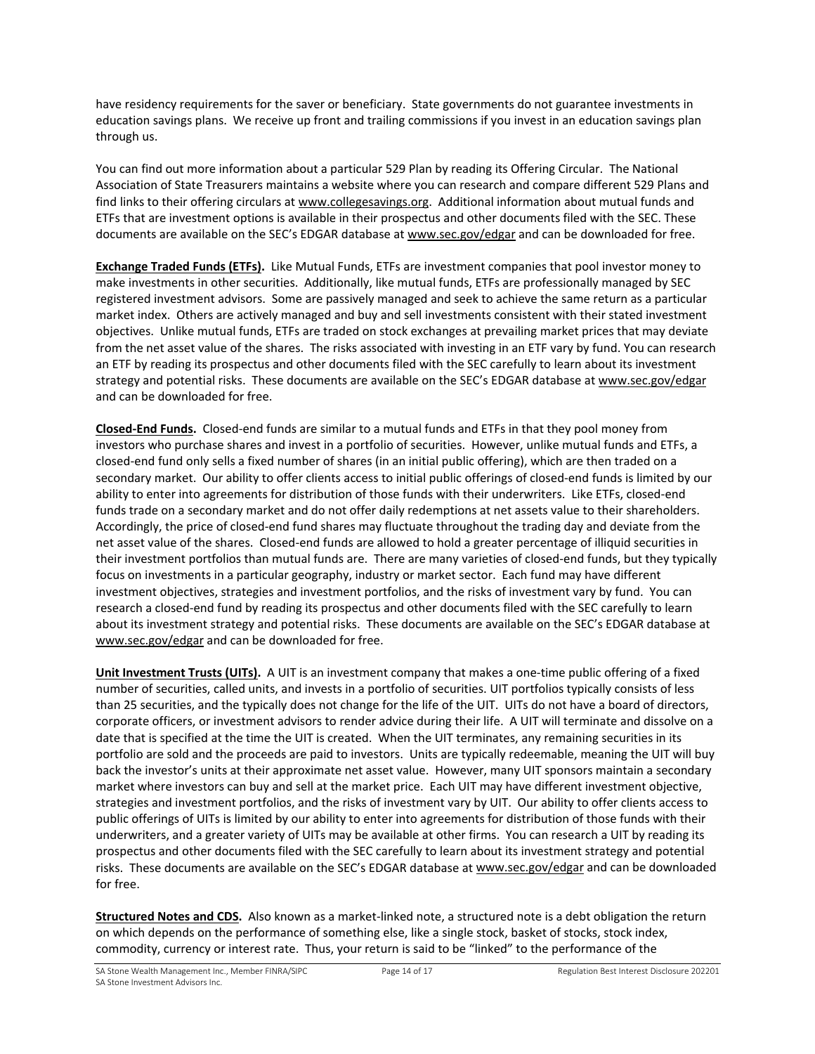have residency requirements for the saver or beneficiary. State governments do not guarantee investments in education savings plans. We receive up front and trailing commissions if you invest in an education savings plan through us.

You can find out more information about a particular 529 Plan by reading its Offering Circular. The National Association of State Treasurers maintains a website where you can research and compare different 529 Plans and find links to their offering circulars at www.collegesavings.org. Additional information about mutual funds and ETFs that are investment options is available in their prospectus and other documents filed with the SEC. These documents are available on the SEC's EDGAR database at www.sec.gov/edgar and can be downloaded for free.

**Exchange Traded Funds (ETFs).** Like Mutual Funds, ETFs are investment companies that pool investor money to make investments in other securities. Additionally, like mutual funds, ETFs are professionally managed by SEC registered investment advisors. Some are passively managed and seek to achieve the same return as a particular market index. Others are actively managed and buy and sell investments consistent with their stated investment objectives. Unlike mutual funds, ETFs are traded on stock exchanges at prevailing market prices that may deviate from the net asset value of the shares. The risks associated with investing in an ETF vary by fund. You can research an ETF by reading its prospectus and other documents filed with the SEC carefully to learn about its investment strategy and potential risks. These documents are available on the SEC's EDGAR database at www.sec.gov/edgar and can be downloaded for free.

**Closed-End Funds.** Closed-end funds are similar to a mutual funds and ETFs in that they pool money from investors who purchase shares and invest in a portfolio of securities. However, unlike mutual funds and ETFs, a closed-end fund only sells a fixed number of shares (in an initial public offering), which are then traded on a secondary market. Our ability to offer clients access to initial public offerings of closed-end funds is limited by our ability to enter into agreements for distribution of those funds with their underwriters. Like ETFs, closed-end funds trade on a secondary market and do not offer daily redemptions at net assets value to their shareholders. Accordingly, the price of closed-end fund shares may fluctuate throughout the trading day and deviate from the net asset value of the shares. Closed-end funds are allowed to hold a greater percentage of illiquid securities in their investment portfolios than mutual funds are. There are many varieties of closed-end funds, but they typically focus on investments in a particular geography, industry or market sector. Each fund may have different investment objectives, strategies and investment portfolios, and the risks of investment vary by fund. You can research a closed-end fund by reading its prospectus and other documents filed with the SEC carefully to learn about its investment strategy and potential risks. These documents are available on the SEC's EDGAR database at www.sec.gov/edgar and can be downloaded for free.

**Unit Investment Trusts (UITs).** A UIT is an investment company that makes a one-time public offering of a fixed number of securities, called units, and invests in a portfolio of securities. UIT portfolios typically consists of less than 25 securities, and the typically does not change for the life of the UIT. UITs do not have a board of directors, corporate officers, or investment advisors to render advice during their life. A UIT will terminate and dissolve on a date that is specified at the time the UIT is created. When the UIT terminates, any remaining securities in its portfolio are sold and the proceeds are paid to investors. Units are typically redeemable, meaning the UIT will buy back the investor's units at their approximate net asset value. However, many UIT sponsors maintain a secondary market where investors can buy and sell at the market price. Each UIT may have different investment objective, strategies and investment portfolios, and the risks of investment vary by UIT. Our ability to offer clients access to public offerings of UITs is limited by our ability to enter into agreements for distribution of those funds with their underwriters, and a greater variety of UITs may be available at other firms. You can research a UIT by reading its prospectus and other documents filed with the SEC carefully to learn about its investment strategy and potential risks. These documents are available on the SEC's EDGAR database at www.sec.gov/edgar and can be downloaded for free.

**Structured Notes and CDS.** Also known as a market-linked note, a structured note is a debt obligation the return on which depends on the performance of something else, like a single stock, basket of stocks, stock index, commodity, currency or interest rate. Thus, your return is said to be "linked" to the performance of the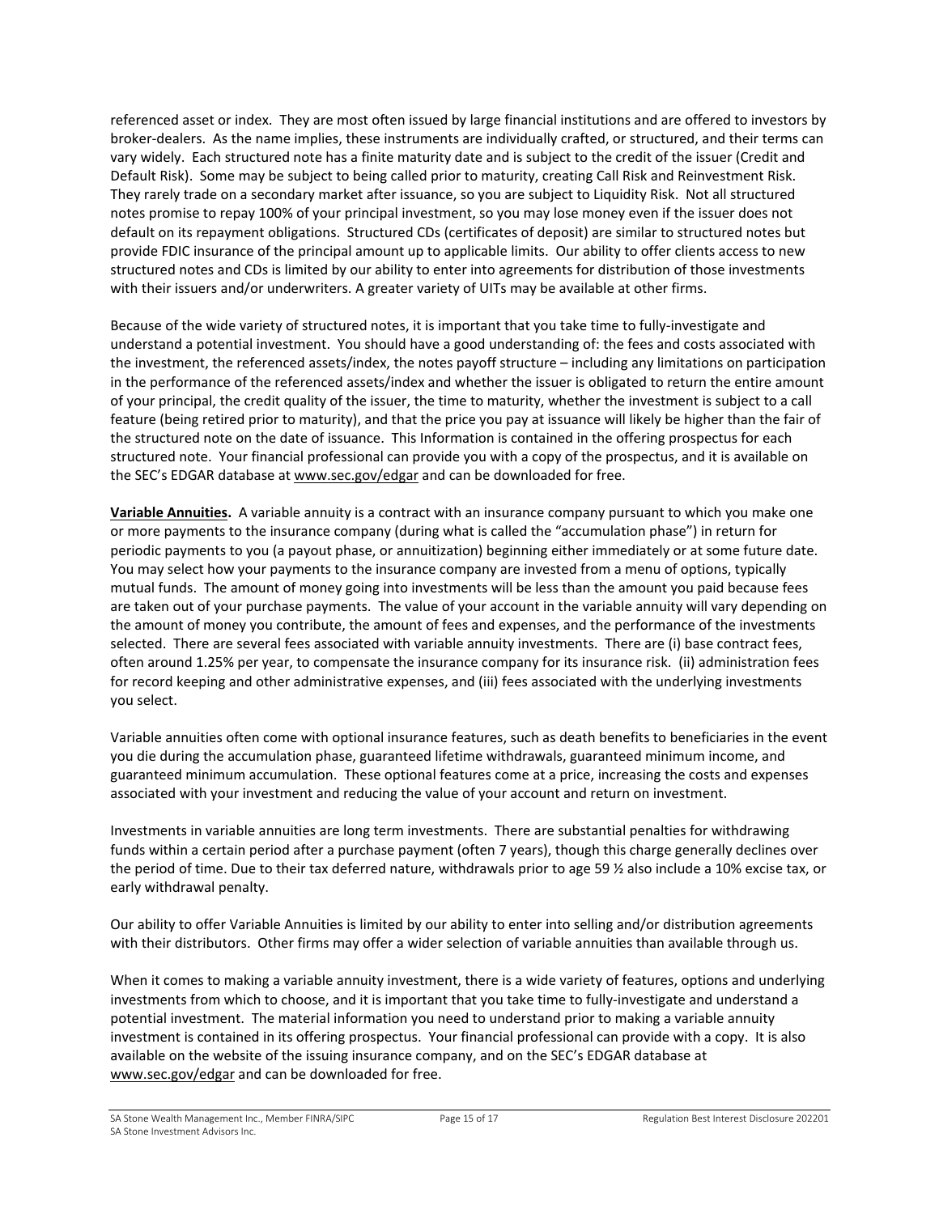referenced asset or index. They are most often issued by large financial institutions and are offered to investors by broker-dealers. As the name implies, these instruments are individually crafted, or structured, and their terms can vary widely. Each structured note has a finite maturity date and is subject to the credit of the issuer (Credit and Default Risk). Some may be subject to being called prior to maturity, creating Call Risk and Reinvestment Risk. They rarely trade on a secondary market after issuance, so you are subject to Liquidity Risk. Not all structured notes promise to repay 100% of your principal investment, so you may lose money even if the issuer does not default on its repayment obligations. Structured CDs (certificates of deposit) are similar to structured notes but provide FDIC insurance of the principal amount up to applicable limits. Our ability to offer clients access to new structured notes and CDs is limited by our ability to enter into agreements for distribution of those investments with their issuers and/or underwriters. A greater variety of UITs may be available at other firms.

Because of the wide variety of structured notes, it is important that you take time to fully-investigate and understand a potential investment. You should have a good understanding of: the fees and costs associated with the investment, the referenced assets/index, the notes payoff structure – including any limitations on participation in the performance of the referenced assets/index and whether the issuer is obligated to return the entire amount of your principal, the credit quality of the issuer, the time to maturity, whether the investment is subject to a call feature (being retired prior to maturity), and that the price you pay at issuance will likely be higher than the fair of the structured note on the date of issuance. This Information is contained in the offering prospectus for each structured note. Your financial professional can provide you with a copy of the prospectus, and it is available on the SEC's EDGAR database at www.sec.gov/edgar and can be downloaded for free.

**Variable Annuities.** A variable annuity is a contract with an insurance company pursuant to which you make one or more payments to the insurance company (during what is called the "accumulation phase") in return for periodic payments to you (a payout phase, or annuitization) beginning either immediately or at some future date. You may select how your payments to the insurance company are invested from a menu of options, typically mutual funds. The amount of money going into investments will be less than the amount you paid because fees are taken out of your purchase payments. The value of your account in the variable annuity will vary depending on the amount of money you contribute, the amount of fees and expenses, and the performance of the investments selected. There are several fees associated with variable annuity investments. There are (i) base contract fees, often around 1.25% per year, to compensate the insurance company for its insurance risk. (ii) administration fees for record keeping and other administrative expenses, and (iii) fees associated with the underlying investments you select.

Variable annuities often come with optional insurance features, such as death benefits to beneficiaries in the event you die during the accumulation phase, guaranteed lifetime withdrawals, guaranteed minimum income, and guaranteed minimum accumulation. These optional features come at a price, increasing the costs and expenses associated with your investment and reducing the value of your account and return on investment.

Investments in variable annuities are long term investments. There are substantial penalties for withdrawing funds within a certain period after a purchase payment (often 7 years), though this charge generally declines over the period of time. Due to their tax deferred nature, withdrawals prior to age 59 ½ also include a 10% excise tax, or early withdrawal penalty.

Our ability to offer Variable Annuities is limited by our ability to enter into selling and/or distribution agreements with their distributors. Other firms may offer a wider selection of variable annuities than available through us.

When it comes to making a variable annuity investment, there is a wide variety of features, options and underlying investments from which to choose, and it is important that you take time to fully-investigate and understand a potential investment. The material information you need to understand prior to making a variable annuity investment is contained in its offering prospectus. Your financial professional can provide with a copy. It is also available on the website of the issuing insurance company, and on the SEC's EDGAR database at www.sec.gov/edgar and can be downloaded for free.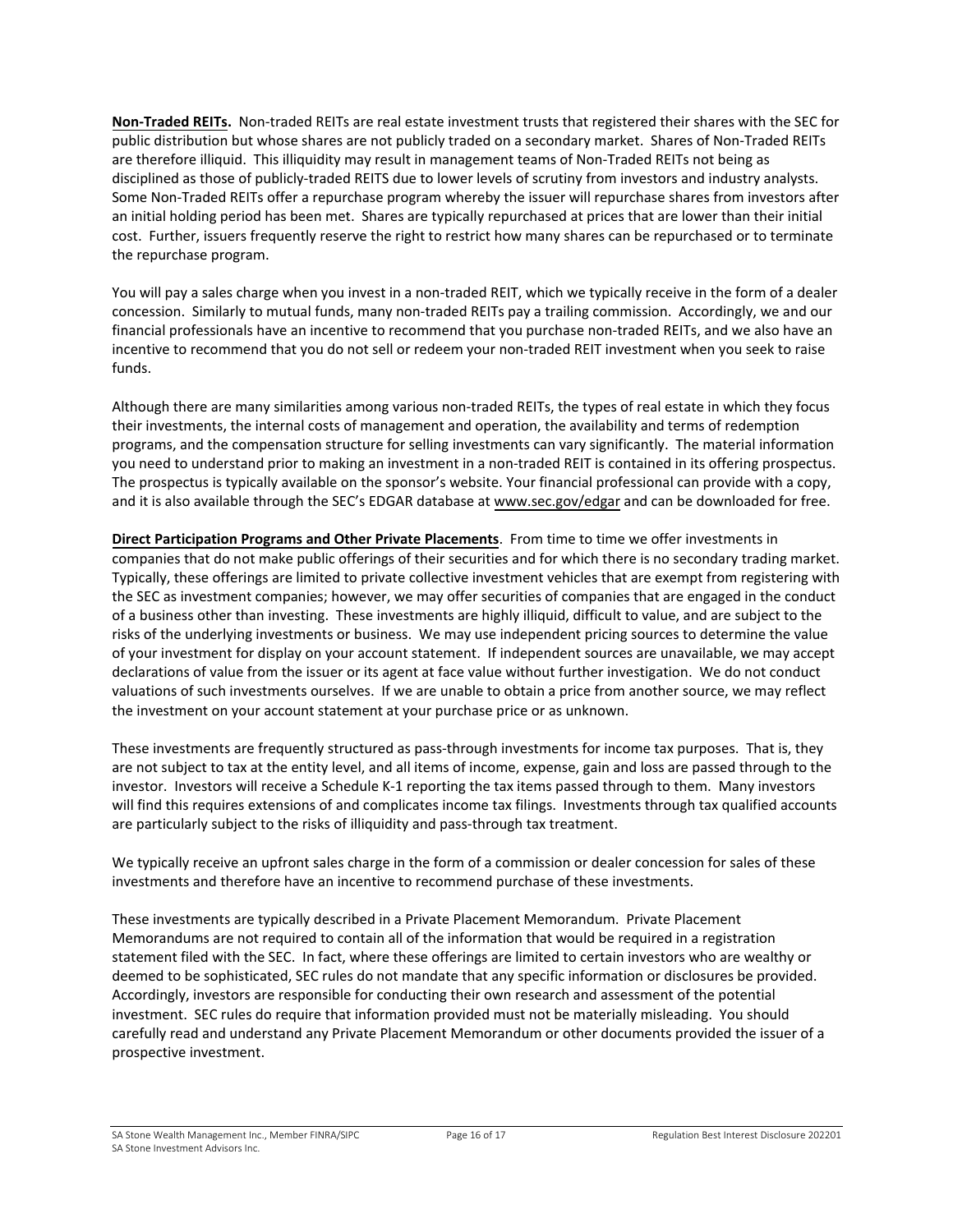**Non-Traded REITs.** Non-traded REITs are real estate investment trusts that registered their shares with the SEC for public distribution but whose shares are not publicly traded on a secondary market. Shares of Non-Traded REITs are therefore illiquid. This illiquidity may result in management teams of Non-Traded REITs not being as disciplined as those of publicly-traded REITS due to lower levels of scrutiny from investors and industry analysts. Some Non-Traded REITs offer a repurchase program whereby the issuer will repurchase shares from investors after an initial holding period has been met. Shares are typically repurchased at prices that are lower than their initial cost. Further, issuers frequently reserve the right to restrict how many shares can be repurchased or to terminate the repurchase program.

You will pay a sales charge when you invest in a non-traded REIT, which we typically receive in the form of a dealer concession. Similarly to mutual funds, many non-traded REITs pay a trailing commission. Accordingly, we and our financial professionals have an incentive to recommend that you purchase non-traded REITs, and we also have an incentive to recommend that you do not sell or redeem your non-traded REIT investment when you seek to raise funds.

Although there are many similarities among various non-traded REITs, the types of real estate in which they focus their investments, the internal costs of management and operation, the availability and terms of redemption programs, and the compensation structure for selling investments can vary significantly. The material information you need to understand prior to making an investment in a non-traded REIT is contained in its offering prospectus. The prospectus is typically available on the sponsor's website. Your financial professional can provide with a copy, and it is also available through the SEC's EDGAR database at www.sec.gov/edgar and can be downloaded for free.

**Direct Participation Programs and Other Private Placements**. From time to time we offer investments in companies that do not make public offerings of their securities and for which there is no secondary trading market. Typically, these offerings are limited to private collective investment vehicles that are exempt from registering with the SEC as investment companies; however, we may offer securities of companies that are engaged in the conduct of a business other than investing. These investments are highly illiquid, difficult to value, and are subject to the risks of the underlying investments or business. We may use independent pricing sources to determine the value of your investment for display on your account statement. If independent sources are unavailable, we may accept declarations of value from the issuer or its agent at face value without further investigation. We do not conduct valuations of such investments ourselves. If we are unable to obtain a price from another source, we may reflect the investment on your account statement at your purchase price or as unknown.

These investments are frequently structured as pass-through investments for income tax purposes. That is, they are not subject to tax at the entity level, and all items of income, expense, gain and loss are passed through to the investor. Investors will receive a Schedule K-1 reporting the tax items passed through to them. Many investors will find this requires extensions of and complicates income tax filings. Investments through tax qualified accounts are particularly subject to the risks of illiquidity and pass-through tax treatment.

We typically receive an upfront sales charge in the form of a commission or dealer concession for sales of these investments and therefore have an incentive to recommend purchase of these investments.

These investments are typically described in a Private Placement Memorandum. Private Placement Memorandums are not required to contain all of the information that would be required in a registration statement filed with the SEC. In fact, where these offerings are limited to certain investors who are wealthy or deemed to be sophisticated, SEC rules do not mandate that any specific information or disclosures be provided. Accordingly, investors are responsible for conducting their own research and assessment of the potential investment. SEC rules do require that information provided must not be materially misleading. You should carefully read and understand any Private Placement Memorandum or other documents provided the issuer of a prospective investment.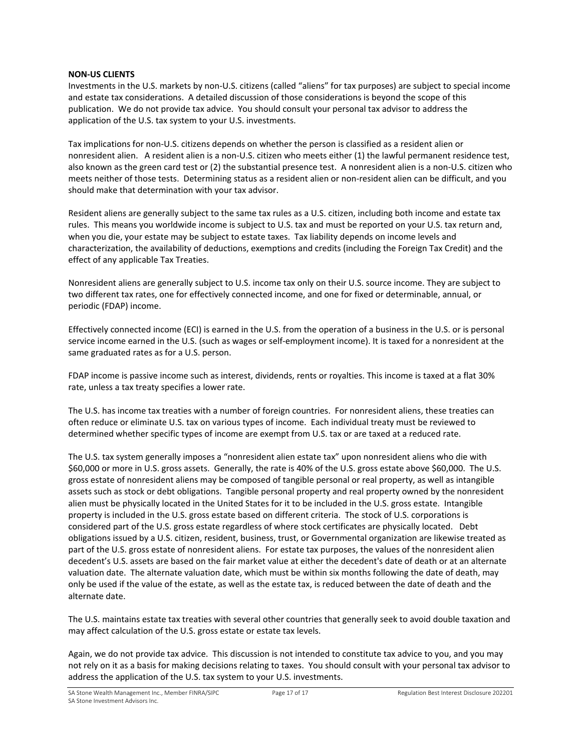**NON-US CLIENTS**

Investments in the U.S. markets by non-U.S. citizens (called "aliens" for tax purposes) are subject to special income and estate tax considerations. A detailed discussion of those considerations is beyond the scope of this publication. We do not provide tax advice. You should consult your personal tax advisor to address the application of the U.S. tax system to your U.S. investments.

Tax implications for non-U.S. citizens depends on whether the person is classified as a resident alien or nonresident alien. A resident alien is a non-U.S. citizen who meets either (1) the lawful permanent residence test, also known as the green card test or (2) the substantial presence test. A nonresident alien is a non-U.S. citizen who meets neither of those tests. Determining status as a resident alien or non-resident alien can be difficult, and you should make that determination with your tax advisor.

Resident aliens are generally subject to the same tax rules as a U.S. citizen, including both income and estate tax rules. This means you worldwide income is subject to U.S. tax and must be reported on your U.S. tax return and, when you die, your estate may be subject to estate taxes. Tax liability depends on income levels and characterization, the availability of deductions, exemptions and credits (including the Foreign Tax Credit) and the effect of any applicable Tax Treaties.

Nonresident aliens are generally subject to U.S. income tax only on their U.S. source income. They are subject to two different tax rates, one for effectively connected income, and one for fixed or determinable, annual, or periodic (FDAP) income.

Effectively connected income (ECI) is earned in the U.S. from the operation of a business in the U.S. or is personal service income earned in the U.S. (such as wages or self-employment income). It is taxed for a nonresident at the same graduated rates as for a U.S. person.

FDAP income is passive income such as interest, dividends, rents or royalties. This income is taxed at a flat 30% rate, unless a tax treaty specifies a lower rate.

The U.S. has income tax treaties with a number of foreign countries. For nonresident aliens, these treaties can often reduce or eliminate U.S. tax on various types of income. Each individual treaty must be reviewed to determined whether specific types of income are exempt from U.S. tax or are taxed at a reduced rate.

The U.S. tax system generally imposes a "nonresident alien estate tax" upon nonresident aliens who die with $60,000 or more in U.S. gross assets. Generally, the rate is 40% of the U.S. gross estate above $60,000. The U.S. gross estate of nonresident aliens may be composed of tangible personal or real property, as well as intangible assets such as stock or debt obligations. Tangible personal property and real property owned by the nonresident alien must be physically located in the United States for it to be included in the U.S. gross estate. Intangible property is included in the U.S. gross estate based on different criteria. The stock of U.S. corporations is considered part of the U.S. gross estate regardless of where stock certificates are physically located. Debt obligations issued by a U.S. citizen, resident, business, trust, or Governmental organization are likewise treated as part of the U.S. gross estate of nonresident aliens. For estate tax purposes, the values of the nonresident alien decedent's U.S. assets are based on the fair market value at either the decedent's date of death or at an alternate valuation date. The alternate valuation date, which must be within six months following the date of death, may only be used if the value of the estate, as well as the estate tax, is reduced between the date of death and the alternate date.

The U.S. maintains estate tax treaties with several other countries that generally seek to avoid double taxation and may affect calculation of the U.S. gross estate or estate tax levels.

Again, we do not provide tax advice. This discussion is not intended to constitute tax advice to you, and you may not rely on it as a basis for making decisions relating to taxes. You should consult with your personal tax advisor to address the application of the U.S. tax system to your U.S. investments.